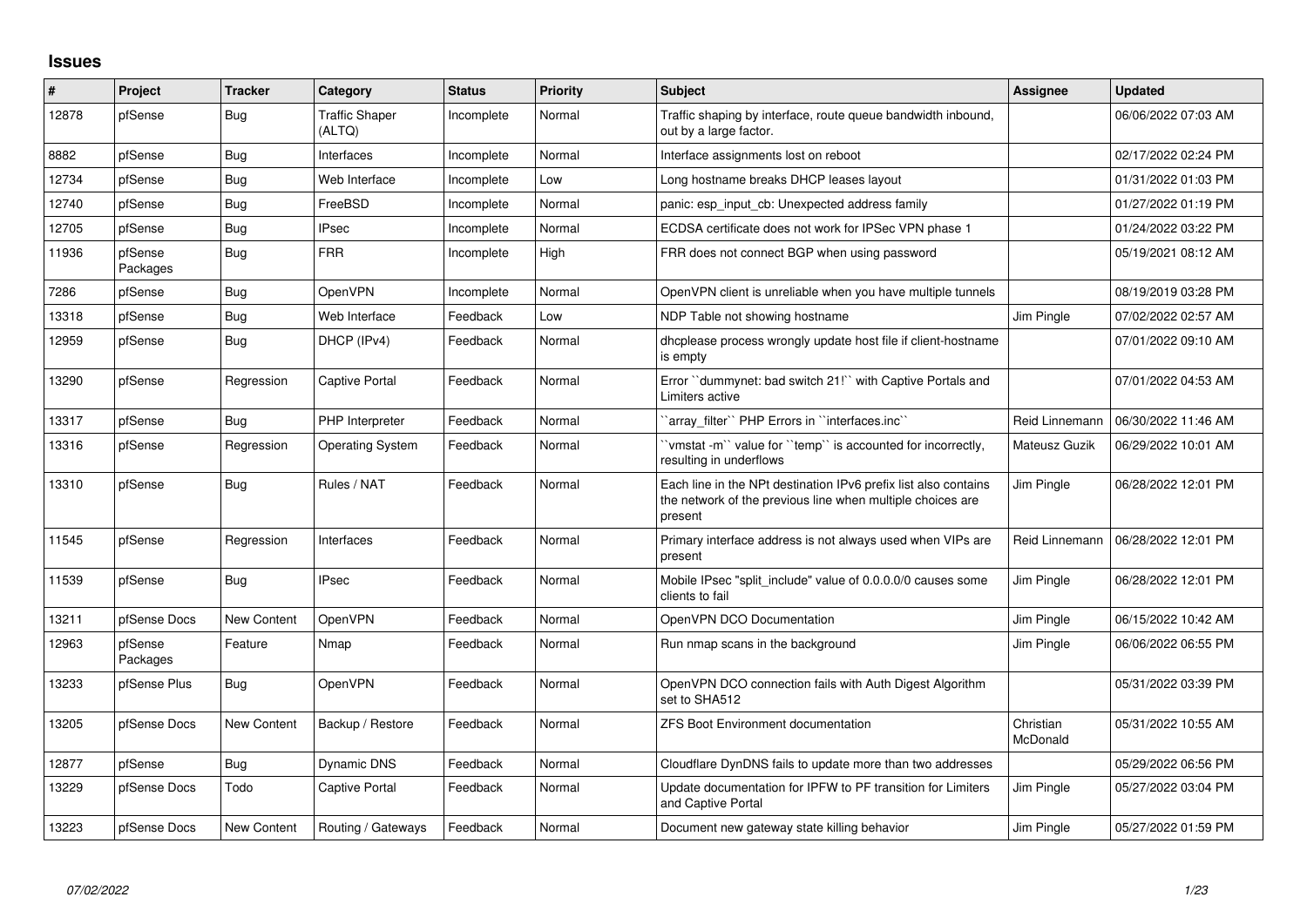## Issues

| # | Project | Tracker | Category | Status | Priority | Subject | Assignee | Updated |
|---|---|---|---|---|---|---|---|---|
| 12878 | pfSense | Bug | Traffic Shaper (ALTQ) | Incomplete | Normal | Traffic shaping by interface, route queue bandwidth inbound, out by a large factor. | | 06/06/2022 07:03 AM |
| 8882 | pfSense | Bug | Interfaces | Incomplete | Normal | Interface assignments lost on reboot | | 02/17/2022 02:24 PM |
| 12734 | pfSense | Bug | Web Interface | Incomplete | Low | Long hostname breaks DHCP leases layout | | 01/31/2022 01:03 PM |
| 12740 | pfSense | Bug | FreeBSD | Incomplete | Normal | panic: esp_input_cb: Unexpected address family | | 01/27/2022 01:19 PM |
| 12705 | pfSense | Bug | IPsec | Incomplete | Normal | ECDSA certificate does not work for IPSec VPN phase 1 | | 01/24/2022 03:22 PM |
| 11936 | pfSense Packages | Bug | FRR | Incomplete | High | FRR does not connect BGP when using password | | 05/19/2021 08:12 AM |
| 7286 | pfSense | Bug | OpenVPN | Incomplete | Normal | OpenVPN client is unreliable when you have multiple tunnels | | 08/19/2019 03:28 PM |
| 13318 | pfSense | Bug | Web Interface | Feedback | Low | NDP Table not showing hostname | Jim Pingle | 07/02/2022 02:57 AM |
| 12959 | pfSense | Bug | DHCP (IPv4) | Feedback | Normal | dhcplease process wrongly update host file if client-hostname is empty | | 07/01/2022 09:10 AM |
| 13290 | pfSense | Regression | Captive Portal | Feedback | Normal | Error ``dummynet: bad switch 21!`` with Captive Portals and Limiters active | | 07/01/2022 04:53 AM |
| 13317 | pfSense | Bug | PHP Interpreter | Feedback | Normal | ``array_filter`` PHP Errors in ``interfaces.inc`` | Reid Linnemann | 06/30/2022 11:46 AM |
| 13316 | pfSense | Regression | Operating System | Feedback | Normal | ``vmstat -m`` value for ``temp`` is accounted for incorrectly, resulting in underflows | Mateusz Guzik | 06/29/2022 10:01 AM |
| 13310 | pfSense | Bug | Rules / NAT | Feedback | Normal | Each line in the NPt destination IPv6 prefix list also contains the network of the previous line when multiple choices are present | Jim Pingle | 06/28/2022 12:01 PM |
| 11545 | pfSense | Regression | Interfaces | Feedback | Normal | Primary interface address is not always used when VIPs are present | Reid Linnemann | 06/28/2022 12:01 PM |
| 11539 | pfSense | Bug | IPsec | Feedback | Normal | Mobile IPsec "split_include" value of 0.0.0.0/0 causes some clients to fail | Jim Pingle | 06/28/2022 12:01 PM |
| 13211 | pfSense Docs | New Content | OpenVPN | Feedback | Normal | OpenVPN DCO Documentation | Jim Pingle | 06/15/2022 10:42 AM |
| 12963 | pfSense Packages | Feature | Nmap | Feedback | Normal | Run nmap scans in the background | Jim Pingle | 06/06/2022 06:55 PM |
| 13233 | pfSense Plus | Bug | OpenVPN | Feedback | Normal | OpenVPN DCO connection fails with Auth Digest Algorithm set to SHA512 | | 05/31/2022 03:39 PM |
| 13205 | pfSense Docs | New Content | Backup / Restore | Feedback | Normal | ZFS Boot Environment documentation | Christian McDonald | 05/31/2022 10:55 AM |
| 12877 | pfSense | Bug | Dynamic DNS | Feedback | Normal | Cloudflare DynDNS fails to update more than two addresses | | 05/29/2022 06:56 PM |
| 13229 | pfSense Docs | Todo | Captive Portal | Feedback | Normal | Update documentation for IPFW to PF transition for Limiters and Captive Portal | Jim Pingle | 05/27/2022 03:04 PM |
| 13223 | pfSense Docs | New Content | Routing / Gateways | Feedback | Normal | Document new gateway state killing behavior | Jim Pingle | 05/27/2022 01:59 PM |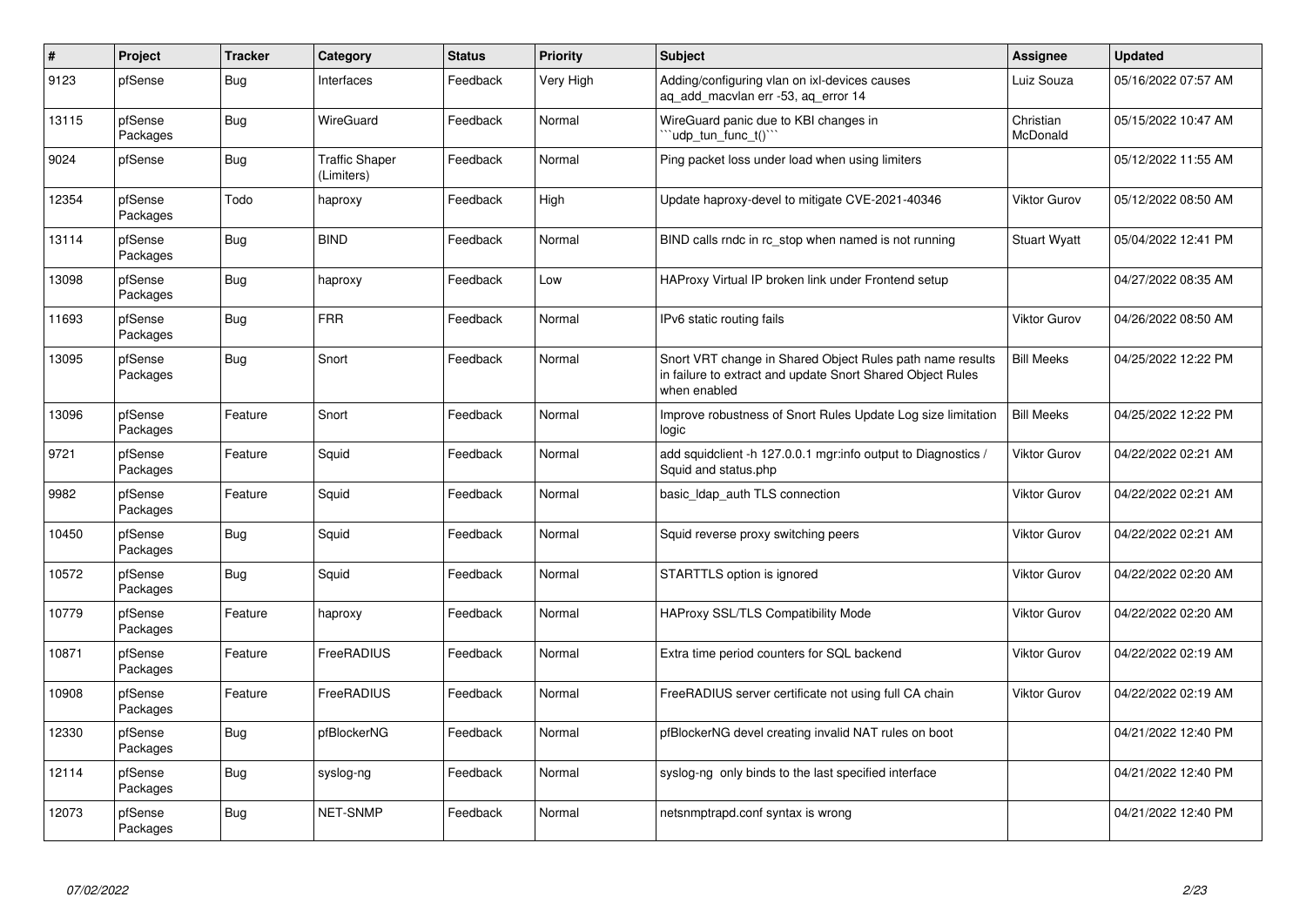| # | Project | Tracker | Category | Status | Priority | Subject | Assignee | Updated |
|---|---|---|---|---|---|---|---|---|
| 9123 | pfSense | Bug | Interfaces | Feedback | Very High | Adding/configuring vlan on ixl-devices causes aq_add_macvlan err -53, aq_error 14 | Luiz Souza | 05/16/2022 07:57 AM |
| 13115 | pfSense Packages | Bug | WireGuard | Feedback | Normal | WireGuard panic due to KBI changes in ```udp_tun_func_t()``` | Christian McDonald | 05/15/2022 10:47 AM |
| 9024 | pfSense | Bug | Traffic Shaper (Limiters) | Feedback | Normal | Ping packet loss under load when using limiters | | 05/12/2022 11:55 AM |
| 12354 | pfSense Packages | Todo | haproxy | Feedback | High | Update haproxy-devel to mitigate CVE-2021-40346 | Viktor Gurov | 05/12/2022 08:50 AM |
| 13114 | pfSense Packages | Bug | BIND | Feedback | Normal | BIND calls rndc in rc_stop when named is not running | Stuart Wyatt | 05/04/2022 12:41 PM |
| 13098 | pfSense Packages | Bug | haproxy | Feedback | Low | HAProxy Virtual IP broken link under Frontend setup | | 04/27/2022 08:35 AM |
| 11693 | pfSense Packages | Bug | FRR | Feedback | Normal | IPv6 static routing fails | Viktor Gurov | 04/26/2022 08:50 AM |
| 13095 | pfSense Packages | Bug | Snort | Feedback | Normal | Snort VRT change in Shared Object Rules path name results in failure to extract and update Snort Shared Object Rules when enabled | Bill Meeks | 04/25/2022 12:22 PM |
| 13096 | pfSense Packages | Feature | Snort | Feedback | Normal | Improve robustness of Snort Rules Update Log size limitation logic | Bill Meeks | 04/25/2022 12:22 PM |
| 9721 | pfSense Packages | Feature | Squid | Feedback | Normal | add squidclient -h 127.0.0.1 mgr:info output to Diagnostics / Squid and status.php | Viktor Gurov | 04/22/2022 02:21 AM |
| 9982 | pfSense Packages | Feature | Squid | Feedback | Normal | basic_ldap_auth TLS connection | Viktor Gurov | 04/22/2022 02:21 AM |
| 10450 | pfSense Packages | Bug | Squid | Feedback | Normal | Squid reverse proxy switching peers | Viktor Gurov | 04/22/2022 02:21 AM |
| 10572 | pfSense Packages | Bug | Squid | Feedback | Normal | STARTTLS option is ignored | Viktor Gurov | 04/22/2022 02:20 AM |
| 10779 | pfSense Packages | Feature | haproxy | Feedback | Normal | HAProxy SSL/TLS Compatibility Mode | Viktor Gurov | 04/22/2022 02:20 AM |
| 10871 | pfSense Packages | Feature | FreeRADIUS | Feedback | Normal | Extra time period counters for SQL backend | Viktor Gurov | 04/22/2022 02:19 AM |
| 10908 | pfSense Packages | Feature | FreeRADIUS | Feedback | Normal | FreeRADIUS server certificate not using full CA chain | Viktor Gurov | 04/22/2022 02:19 AM |
| 12330 | pfSense Packages | Bug | pfBlockerNG | Feedback | Normal | pfBlockerNG devel creating invalid NAT rules on boot | | 04/21/2022 12:40 PM |
| 12114 | pfSense Packages | Bug | syslog-ng | Feedback | Normal | syslog-ng only binds to the last specified interface | | 04/21/2022 12:40 PM |
| 12073 | pfSense Packages | Bug | NET-SNMP | Feedback | Normal | netsnmptrapd.conf syntax is wrong | | 04/21/2022 12:40 PM |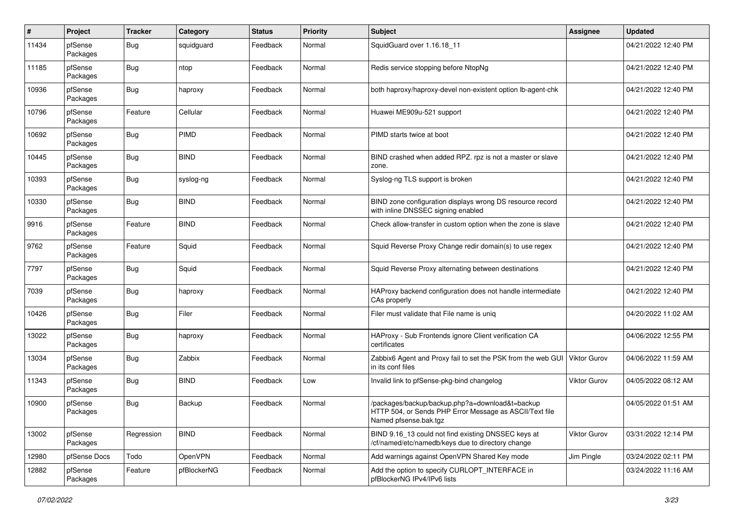| # | Project | Tracker | Category | Status | Priority | Subject | Assignee | Updated |
|---|---|---|---|---|---|---|---|---|
| 11434 | pfSense Packages | Bug | squidguard | Feedback | Normal | SquidGuard over 1.16.18_11 | | 04/21/2022 12:40 PM |
| 11185 | pfSense Packages | Bug | ntop | Feedback | Normal | Redis service stopping before NtopNg | | 04/21/2022 12:40 PM |
| 10936 | pfSense Packages | Bug | haproxy | Feedback | Normal | both haproxy/haproxy-devel non-existent option lb-agent-chk | | 04/21/2022 12:40 PM |
| 10796 | pfSense Packages | Feature | Cellular | Feedback | Normal | Huawei ME909u-521 support | | 04/21/2022 12:40 PM |
| 10692 | pfSense Packages | Bug | PIMD | Feedback | Normal | PIMD starts twice at boot | | 04/21/2022 12:40 PM |
| 10445 | pfSense Packages | Bug | BIND | Feedback | Normal | BIND crashed when added RPZ. rpz is not a master or slave zone. | | 04/21/2022 12:40 PM |
| 10393 | pfSense Packages | Bug | syslog-ng | Feedback | Normal | Syslog-ng TLS support is broken | | 04/21/2022 12:40 PM |
| 10330 | pfSense Packages | Bug | BIND | Feedback | Normal | BIND zone configuration displays wrong DS resource record with inline DNSSEC signing enabled | | 04/21/2022 12:40 PM |
| 9916 | pfSense Packages | Feature | BIND | Feedback | Normal | Check allow-transfer in custom option when the zone is slave | | 04/21/2022 12:40 PM |
| 9762 | pfSense Packages | Feature | Squid | Feedback | Normal | Squid Reverse Proxy Change redir domain(s) to use regex | | 04/21/2022 12:40 PM |
| 7797 | pfSense Packages | Bug | Squid | Feedback | Normal | Squid Reverse Proxy alternating between destinations | | 04/21/2022 12:40 PM |
| 7039 | pfSense Packages | Bug | haproxy | Feedback | Normal | HAProxy backend configuration does not handle intermediate CAs properly | | 04/21/2022 12:40 PM |
| 10426 | pfSense Packages | Bug | Filer | Feedback | Normal | Filer must validate that File name is uniq | | 04/20/2022 11:02 AM |
| 13022 | pfSense Packages | Bug | haproxy | Feedback | Normal | HAProxy - Sub Frontends ignore Client verification CA certificates | | 04/06/2022 12:55 PM |
| 13034 | pfSense Packages | Bug | Zabbix | Feedback | Normal | Zabbix6 Agent and Proxy fail to set the PSK from the web GUI in its conf files | Viktor Gurov | 04/06/2022 11:59 AM |
| 11343 | pfSense Packages | Bug | BIND | Feedback | Low | Invalid link to pfSense-pkg-bind changelog | Viktor Gurov | 04/05/2022 08:12 AM |
| 10900 | pfSense Packages | Bug | Backup | Feedback | Normal | /packages/backup/backup.php?a=download&t=backup HTTP 504, or Sends PHP Error Message as ASCII/Text file Named pfsense.bak.tgz | | 04/05/2022 01:51 AM |
| 13002 | pfSense Packages | Regression | BIND | Feedback | Normal | BIND 9.16_13 could not find existing DNSSEC keys at /cf/named/etc/namedb/keys due to directory change | Viktor Gurov | 03/31/2022 12:14 PM |
| 12980 | pfSense Docs | Todo | OpenVPN | Feedback | Normal | Add warnings against OpenVPN Shared Key mode | Jim Pingle | 03/24/2022 02:11 PM |
| 12882 | pfSense Packages | Feature | pfBlockerNG | Feedback | Normal | Add the option to specify CURLOPT_INTERFACE in pfBlockerNG IPv4/IPv6 lists | | 03/24/2022 11:16 AM |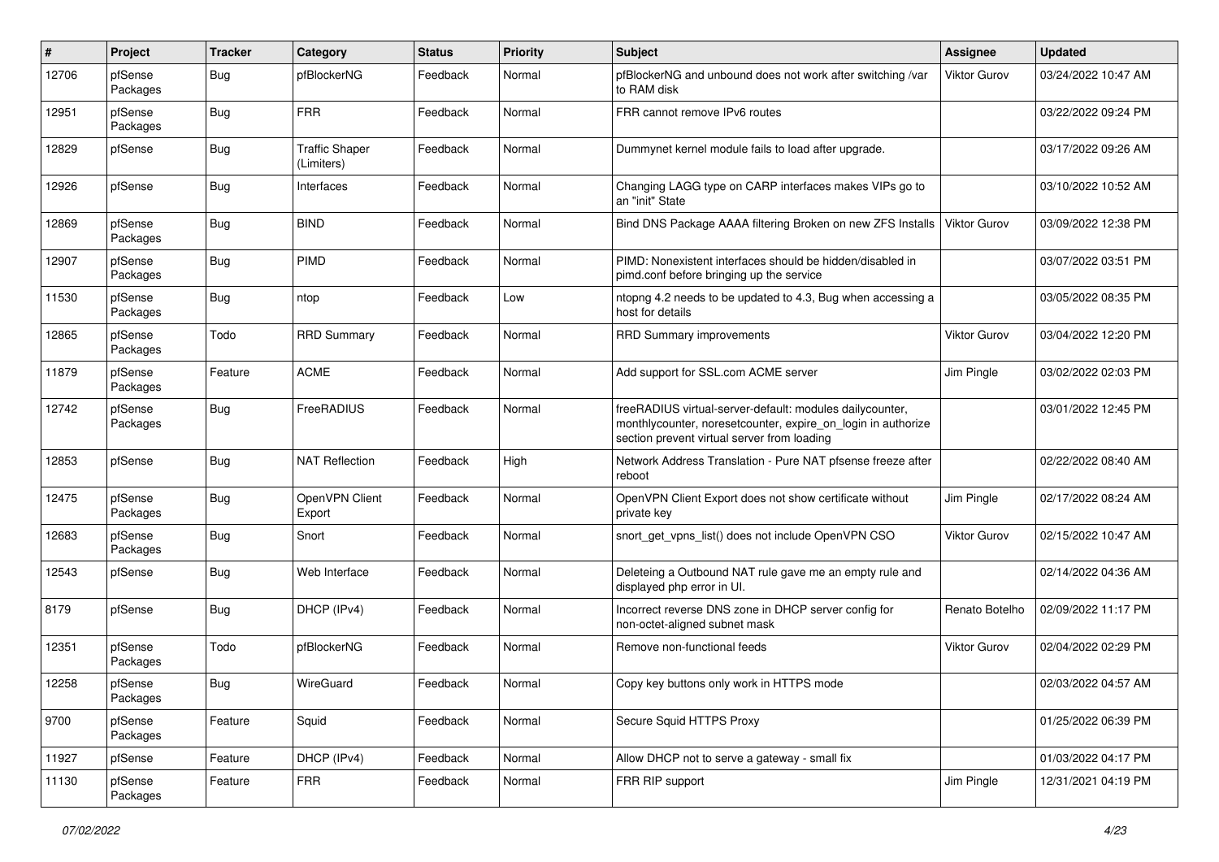| # | Project | Tracker | Category | Status | Priority | Subject | Assignee | Updated |
|---|---|---|---|---|---|---|---|---|
| 12706 | pfSense Packages | Bug | pfBlockerNG | Feedback | Normal | pfBlockerNG and unbound does not work after switching /var to RAM disk | Viktor Gurov | 03/24/2022 10:47 AM |
| 12951 | pfSense Packages | Bug | FRR | Feedback | Normal | FRR cannot remove IPv6 routes | | 03/22/2022 09:24 PM |
| 12829 | pfSense | Bug | Traffic Shaper (Limiters) | Feedback | Normal | Dummynet kernel module fails to load after upgrade. | | 03/17/2022 09:26 AM |
| 12926 | pfSense | Bug | Interfaces | Feedback | Normal | Changing LAGG type on CARP interfaces makes VIPs go to an "init" State | | 03/10/2022 10:52 AM |
| 12869 | pfSense Packages | Bug | BIND | Feedback | Normal | Bind DNS Package AAAA filtering Broken on new ZFS Installs | Viktor Gurov | 03/09/2022 12:38 PM |
| 12907 | pfSense Packages | Bug | PIMD | Feedback | Normal | PIMD: Nonexistent interfaces should be hidden/disabled in pimd.conf before bringing up the service | | 03/07/2022 03:51 PM |
| 11530 | pfSense Packages | Bug | ntop | Feedback | Low | ntopng 4.2 needs to be updated to 4.3, Bug when accessing a host for details | | 03/05/2022 08:35 PM |
| 12865 | pfSense Packages | Todo | RRD Summary | Feedback | Normal | RRD Summary improvements | Viktor Gurov | 03/04/2022 12:20 PM |
| 11879 | pfSense Packages | Feature | ACME | Feedback | Normal | Add support for SSL.com ACME server | Jim Pingle | 03/02/2022 02:03 PM |
| 12742 | pfSense Packages | Bug | FreeRADIUS | Feedback | Normal | freeRADIUS virtual-server-default: modules dailycounter, monthlycounter, noresetcounter, expire_on_login in authorize section prevent virtual server from loading | | 03/01/2022 12:45 PM |
| 12853 | pfSense | Bug | NAT Reflection | Feedback | High | Network Address Translation - Pure NAT pfsense freeze after reboot | | 02/22/2022 08:40 AM |
| 12475 | pfSense Packages | Bug | OpenVPN Client Export | Feedback | Normal | OpenVPN Client Export does not show certificate without private key | Jim Pingle | 02/17/2022 08:24 AM |
| 12683 | pfSense Packages | Bug | Snort | Feedback | Normal | snort_get_vpns_list() does not include OpenVPN CSO | Viktor Gurov | 02/15/2022 10:47 AM |
| 12543 | pfSense | Bug | Web Interface | Feedback | Normal | Deleteing a Outbound NAT rule gave me an empty rule and displayed php error in UI. | | 02/14/2022 04:36 AM |
| 8179 | pfSense | Bug | DHCP (IPv4) | Feedback | Normal | Incorrect reverse DNS zone in DHCP server config for non-octet-aligned subnet mask | Renato Botelho | 02/09/2022 11:17 PM |
| 12351 | pfSense Packages | Todo | pfBlockerNG | Feedback | Normal | Remove non-functional feeds | Viktor Gurov | 02/04/2022 02:29 PM |
| 12258 | pfSense Packages | Bug | WireGuard | Feedback | Normal | Copy key buttons only work in HTTPS mode | | 02/03/2022 04:57 AM |
| 9700 | pfSense Packages | Feature | Squid | Feedback | Normal | Secure Squid HTTPS Proxy | | 01/25/2022 06:39 PM |
| 11927 | pfSense | Feature | DHCP (IPv4) | Feedback | Normal | Allow DHCP not to serve a gateway - small fix | | 01/03/2022 04:17 PM |
| 11130 | pfSense Packages | Feature | FRR | Feedback | Normal | FRR RIP support | Jim Pingle | 12/31/2021 04:19 PM |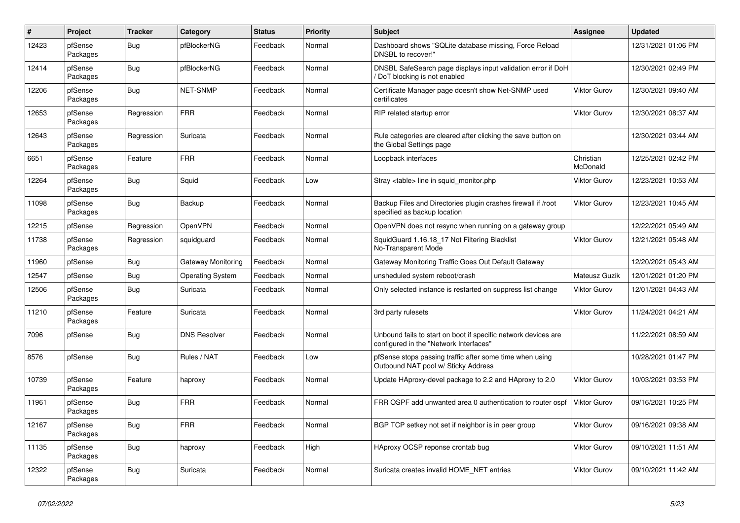| # | Project | Tracker | Category | Status | Priority | Subject | Assignee | Updated |
|---|---|---|---|---|---|---|---|---|
| 12423 | pfSense Packages | Bug | pfBlockerNG | Feedback | Normal | Dashboard shows "SQLite database missing, Force Reload DNSBL to recover!" | | 12/31/2021 01:06 PM |
| 12414 | pfSense Packages | Bug | pfBlockerNG | Feedback | Normal | DNSBL SafeSearch page displays input validation error if DoH / DoT blocking is not enabled | | 12/30/2021 02:49 PM |
| 12206 | pfSense Packages | Bug | NET-SNMP | Feedback | Normal | Certificate Manager page doesn't show Net-SNMP used certificates | Viktor Gurov | 12/30/2021 09:40 AM |
| 12653 | pfSense Packages | Regression | FRR | Feedback | Normal | RIP related startup error | Viktor Gurov | 12/30/2021 08:37 AM |
| 12643 | pfSense Packages | Regression | Suricata | Feedback | Normal | Rule categories are cleared after clicking the save button on the Global Settings page | | 12/30/2021 03:44 AM |
| 6651 | pfSense Packages | Feature | FRR | Feedback | Normal | Loopback interfaces | Christian McDonald | 12/25/2021 02:42 PM |
| 12264 | pfSense Packages | Bug | Squid | Feedback | Low | Stray <table> line in squid_monitor.php | Viktor Gurov | 12/23/2021 10:53 AM |
| 11098 | pfSense Packages | Bug | Backup | Feedback | Normal | Backup Files and Directories plugin crashes firewall if /root specified as backup location | Viktor Gurov | 12/23/2021 10:45 AM |
| 12215 | pfSense | Regression | OpenVPN | Feedback | Normal | OpenVPN does not resync when running on a gateway group | | 12/22/2021 05:49 AM |
| 11738 | pfSense Packages | Regression | squidguard | Feedback | Normal | SquidGuard 1.16.18_17 Not Filtering Blacklist No-Transparent Mode | Viktor Gurov | 12/21/2021 05:48 AM |
| 11960 | pfSense | Bug | Gateway Monitoring | Feedback | Normal | Gateway Monitoring Traffic Goes Out Default Gateway | | 12/20/2021 05:43 AM |
| 12547 | pfSense | Bug | Operating System | Feedback | Normal | unsheduled system reboot/crash | Mateusz Guzik | 12/01/2021 01:20 PM |
| 12506 | pfSense Packages | Bug | Suricata | Feedback | Normal | Only selected instance is restarted on suppress list change | Viktor Gurov | 12/01/2021 04:43 AM |
| 11210 | pfSense Packages | Feature | Suricata | Feedback | Normal | 3rd party rulesets | Viktor Gurov | 11/24/2021 04:21 AM |
| 7096 | pfSense | Bug | DNS Resolver | Feedback | Normal | Unbound fails to start on boot if specific network devices are configured in the "Network Interfaces" | | 11/22/2021 08:59 AM |
| 8576 | pfSense | Bug | Rules / NAT | Feedback | Low | pfSense stops passing traffic after some time when using Outbound NAT pool w/ Sticky Address | | 10/28/2021 01:47 PM |
| 10739 | pfSense Packages | Feature | haproxy | Feedback | Normal | Update HAproxy-devel package to 2.2 and HAproxy to 2.0 | Viktor Gurov | 10/03/2021 03:53 PM |
| 11961 | pfSense Packages | Bug | FRR | Feedback | Normal | FRR OSPF add unwanted area 0 authentication to router ospf | Viktor Gurov | 09/16/2021 10:25 PM |
| 12167 | pfSense Packages | Bug | FRR | Feedback | Normal | BGP TCP setkey not set if neighbor is in peer group | Viktor Gurov | 09/16/2021 09:38 AM |
| 11135 | pfSense Packages | Bug | haproxy | Feedback | High | HAproxy OCSP reponse crontab bug | Viktor Gurov | 09/10/2021 11:51 AM |
| 12322 | pfSense Packages | Bug | Suricata | Feedback | Normal | Suricata creates invalid HOME_NET entries | Viktor Gurov | 09/10/2021 11:42 AM |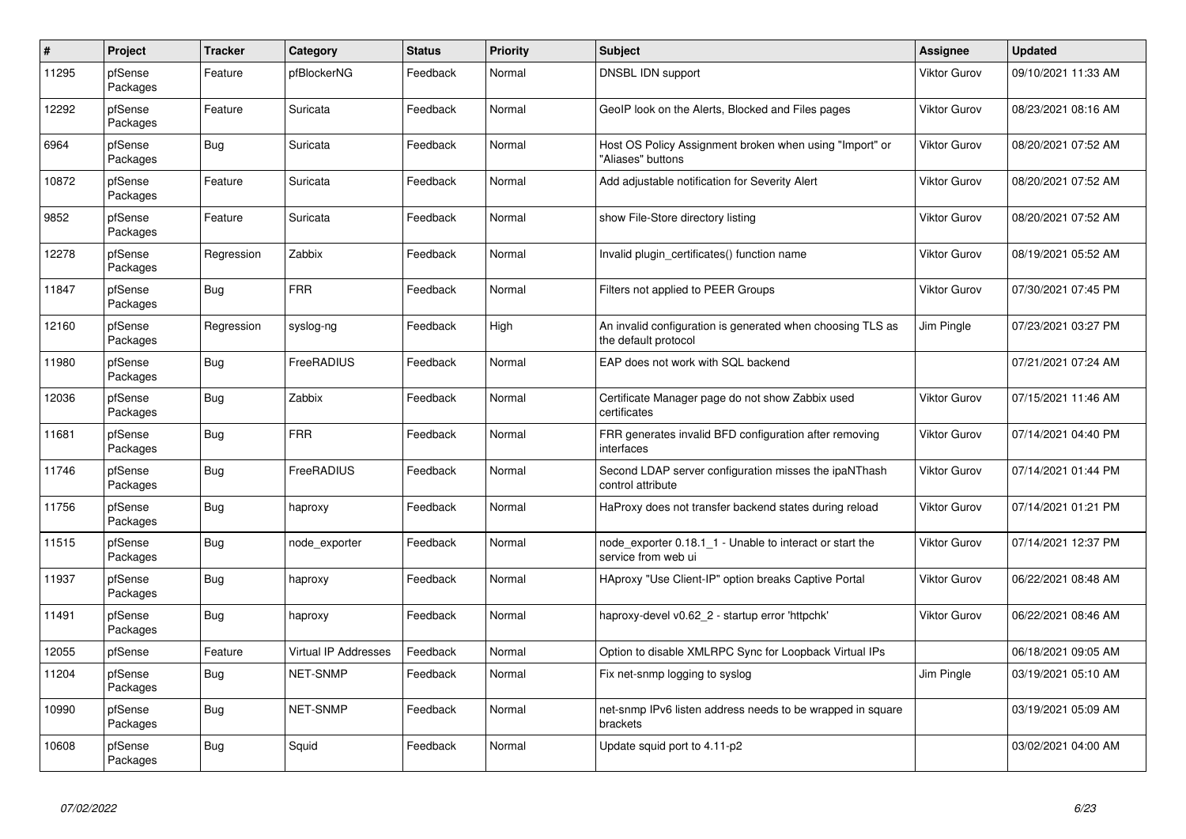| # | Project | Tracker | Category | Status | Priority | Subject | Assignee | Updated |
|---|---|---|---|---|---|---|---|---|
| 11295 | pfSense Packages | Feature | pfBlockerNG | Feedback | Normal | DNSBL IDN support | Viktor Gurov | 09/10/2021 11:33 AM |
| 12292 | pfSense Packages | Feature | Suricata | Feedback | Normal | GeoIP look on the Alerts, Blocked and Files pages | Viktor Gurov | 08/23/2021 08:16 AM |
| 6964 | pfSense Packages | Bug | Suricata | Feedback | Normal | Host OS Policy Assignment broken when using "Import" or "Aliases" buttons | Viktor Gurov | 08/20/2021 07:52 AM |
| 10872 | pfSense Packages | Feature | Suricata | Feedback | Normal | Add adjustable notification for Severity Alert | Viktor Gurov | 08/20/2021 07:52 AM |
| 9852 | pfSense Packages | Feature | Suricata | Feedback | Normal | show File-Store directory listing | Viktor Gurov | 08/20/2021 07:52 AM |
| 12278 | pfSense Packages | Regression | Zabbix | Feedback | Normal | Invalid plugin_certificates() function name | Viktor Gurov | 08/19/2021 05:52 AM |
| 11847 | pfSense Packages | Bug | FRR | Feedback | Normal | Filters not applied to PEER Groups | Viktor Gurov | 07/30/2021 07:45 PM |
| 12160 | pfSense Packages | Regression | syslog-ng | Feedback | High | An invalid configuration is generated when choosing TLS as the default protocol | Jim Pingle | 07/23/2021 03:27 PM |
| 11980 | pfSense Packages | Bug | FreeRADIUS | Feedback | Normal | EAP does not work with SQL backend | | 07/21/2021 07:24 AM |
| 12036 | pfSense Packages | Bug | Zabbix | Feedback | Normal | Certificate Manager page do not show Zabbix used certificates | Viktor Gurov | 07/15/2021 11:46 AM |
| 11681 | pfSense Packages | Bug | FRR | Feedback | Normal | FRR generates invalid BFD configuration after removing interfaces | Viktor Gurov | 07/14/2021 04:40 PM |
| 11746 | pfSense Packages | Bug | FreeRADIUS | Feedback | Normal | Second LDAP server configuration misses the ipaNThash control attribute | Viktor Gurov | 07/14/2021 01:44 PM |
| 11756 | pfSense Packages | Bug | haproxy | Feedback | Normal | HaProxy does not transfer backend states during reload | Viktor Gurov | 07/14/2021 01:21 PM |
| 11515 | pfSense Packages | Bug | node_exporter | Feedback | Normal | node_exporter 0.18.1_1 - Unable to interact or start the service from web ui | Viktor Gurov | 07/14/2021 12:37 PM |
| 11937 | pfSense Packages | Bug | haproxy | Feedback | Normal | HAproxy "Use Client-IP" option breaks Captive Portal | Viktor Gurov | 06/22/2021 08:48 AM |
| 11491 | pfSense Packages | Bug | haproxy | Feedback | Normal | haproxy-devel v0.62_2 - startup error 'httpchk' | Viktor Gurov | 06/22/2021 08:46 AM |
| 12055 | pfSense | Feature | Virtual IP Addresses | Feedback | Normal | Option to disable XMLRPC Sync for Loopback Virtual IPs | | 06/18/2021 09:05 AM |
| 11204 | pfSense Packages | Bug | NET-SNMP | Feedback | Normal | Fix net-snmp logging to syslog | Jim Pingle | 03/19/2021 05:10 AM |
| 10990 | pfSense Packages | Bug | NET-SNMP | Feedback | Normal | net-snmp IPv6 listen address needs to be wrapped in square brackets | | 03/19/2021 05:09 AM |
| 10608 | pfSense Packages | Bug | Squid | Feedback | Normal | Update squid port to 4.11-p2 | | 03/02/2021 04:00 AM |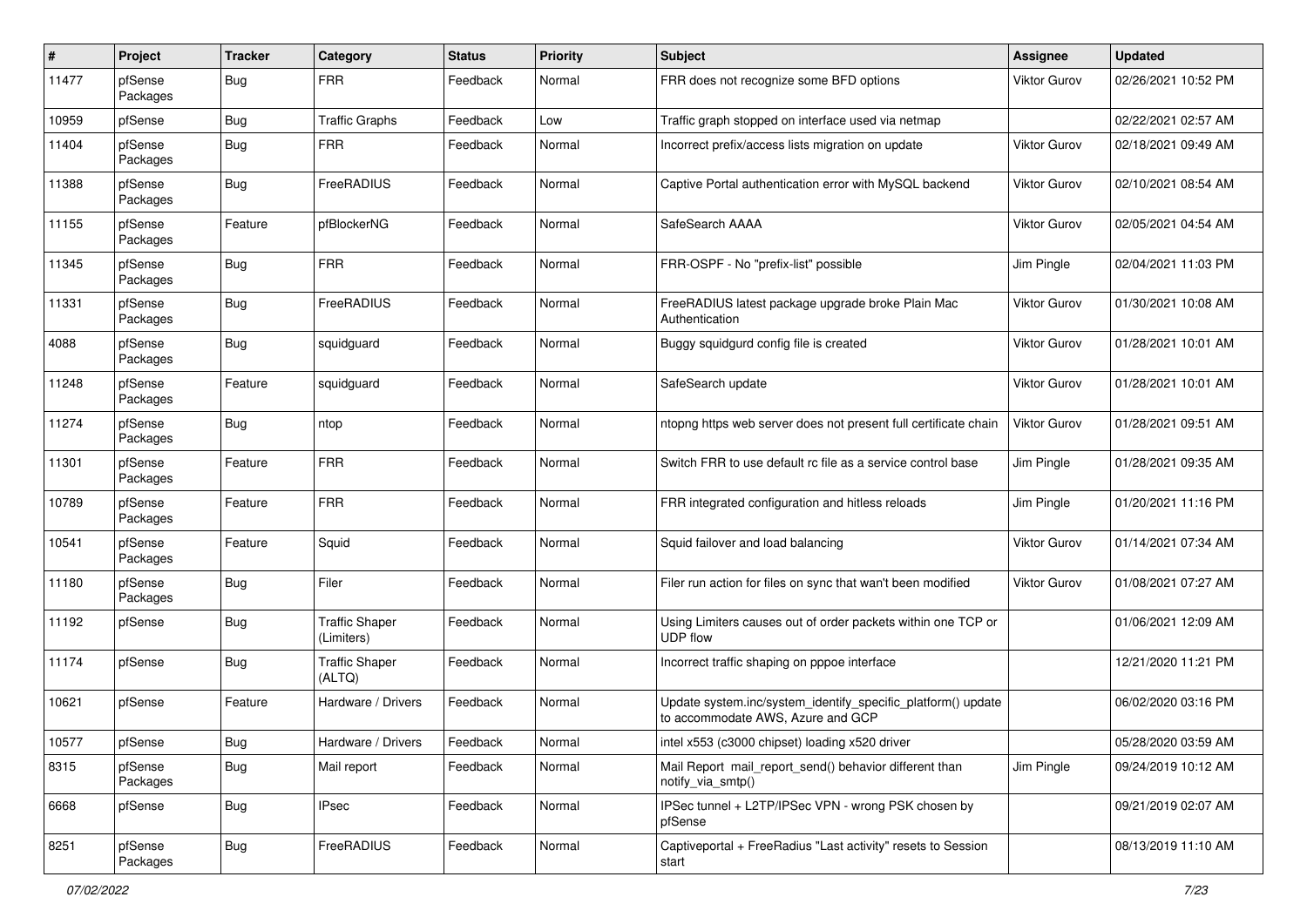| # | Project | Tracker | Category | Status | Priority | Subject | Assignee | Updated |
|---|---|---|---|---|---|---|---|---|
| 11477 | pfSense Packages | Bug | FRR | Feedback | Normal | FRR does not recognize some BFD options | Viktor Gurov | 02/26/2021 10:52 PM |
| 10959 | pfSense | Bug | Traffic Graphs | Feedback | Low | Traffic graph stopped on interface used via netmap | | 02/22/2021 02:57 AM |
| 11404 | pfSense Packages | Bug | FRR | Feedback | Normal | Incorrect prefix/access lists migration on update | Viktor Gurov | 02/18/2021 09:49 AM |
| 11388 | pfSense Packages | Bug | FreeRADIUS | Feedback | Normal | Captive Portal authentication error with MySQL backend | Viktor Gurov | 02/10/2021 08:54 AM |
| 11155 | pfSense Packages | Feature | pfBlockerNG | Feedback | Normal | SafeSearch AAAA | Viktor Gurov | 02/05/2021 04:54 AM |
| 11345 | pfSense Packages | Bug | FRR | Feedback | Normal | FRR-OSPF - No "prefix-list" possible | Jim Pingle | 02/04/2021 11:03 PM |
| 11331 | pfSense Packages | Bug | FreeRADIUS | Feedback | Normal | FreeRADIUS latest package upgrade broke Plain Mac Authentication | Viktor Gurov | 01/30/2021 10:08 AM |
| 4088 | pfSense Packages | Bug | squidguard | Feedback | Normal | Buggy squidgurd config file is created | Viktor Gurov | 01/28/2021 10:01 AM |
| 11248 | pfSense Packages | Feature | squidguard | Feedback | Normal | SafeSearch update | Viktor Gurov | 01/28/2021 10:01 AM |
| 11274 | pfSense Packages | Bug | ntop | Feedback | Normal | ntopng https web server does not present full certificate chain | Viktor Gurov | 01/28/2021 09:51 AM |
| 11301 | pfSense Packages | Feature | FRR | Feedback | Normal | Switch FRR to use default rc file as a service control base | Jim Pingle | 01/28/2021 09:35 AM |
| 10789 | pfSense Packages | Feature | FRR | Feedback | Normal | FRR integrated configuration and hitless reloads | Jim Pingle | 01/20/2021 11:16 PM |
| 10541 | pfSense Packages | Feature | Squid | Feedback | Normal | Squid failover and load balancing | Viktor Gurov | 01/14/2021 07:34 AM |
| 11180 | pfSense Packages | Bug | Filer | Feedback | Normal | Filer run action for files on sync that wan't been modified | Viktor Gurov | 01/08/2021 07:27 AM |
| 11192 | pfSense | Bug | Traffic Shaper (Limiters) | Feedback | Normal | Using Limiters causes out of order packets within one TCP or UDP flow | | 01/06/2021 12:09 AM |
| 11174 | pfSense | Bug | Traffic Shaper (ALTQ) | Feedback | Normal | Incorrect traffic shaping on pppoe interface | | 12/21/2020 11:21 PM |
| 10621 | pfSense | Feature | Hardware / Drivers | Feedback | Normal | Update system.inc/system_identify_specific_platform() update to accommodate AWS, Azure and GCP | | 06/02/2020 03:16 PM |
| 10577 | pfSense | Bug | Hardware / Drivers | Feedback | Normal | intel x553 (c3000 chipset) loading x520 driver | | 05/28/2020 03:59 AM |
| 8315 | pfSense Packages | Bug | Mail report | Feedback | Normal | Mail Report mail_report_send() behavior different than notify_via_smtp() | Jim Pingle | 09/24/2019 10:12 AM |
| 6668 | pfSense | Bug | IPsec | Feedback | Normal | IPSec tunnel + L2TP/IPSec VPN - wrong PSK chosen by pfSense | | 09/21/2019 02:07 AM |
| 8251 | pfSense Packages | Bug | FreeRADIUS | Feedback | Normal | Captiveportal + FreeRadius "Last activity" resets to Session start | | 08/13/2019 11:10 AM |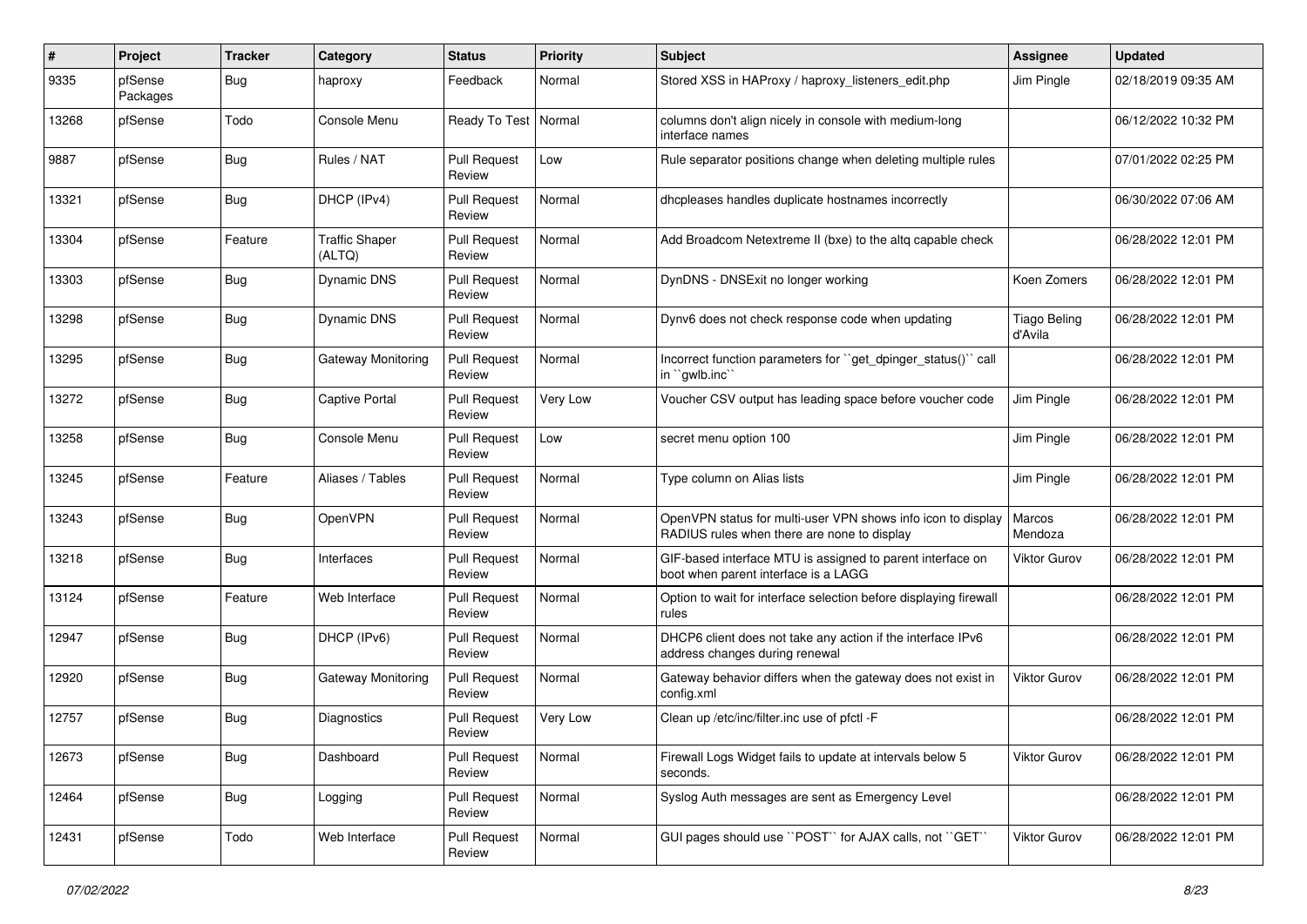| # | Project | Tracker | Category | Status | Priority | Subject | Assignee | Updated |
|---|---|---|---|---|---|---|---|---|
| 9335 | pfSense Packages | Bug | haproxy | Feedback | Normal | Stored XSS in HAProxy / haproxy_listeners_edit.php | Jim Pingle | 02/18/2019 09:35 AM |
| 13268 | pfSense | Todo | Console Menu | Ready To Test | Normal | columns don't align nicely in console with medium-long interface names | | 06/12/2022 10:32 PM |
| 9887 | pfSense | Bug | Rules / NAT | Pull Request Review | Low | Rule separator positions change when deleting multiple rules | | 07/01/2022 02:25 PM |
| 13321 | pfSense | Bug | DHCP (IPv4) | Pull Request Review | Normal | dhcpleases handles duplicate hostnames incorrectly | | 06/30/2022 07:06 AM |
| 13304 | pfSense | Feature | Traffic Shaper (ALTQ) | Pull Request Review | Normal | Add Broadcom Netextreme II (bxe) to the altq capable check | | 06/28/2022 12:01 PM |
| 13303 | pfSense | Bug | Dynamic DNS | Pull Request Review | Normal | DynDNS - DNSExit no longer working | Koen Zomers | 06/28/2022 12:01 PM |
| 13298 | pfSense | Bug | Dynamic DNS | Pull Request Review | Normal | Dynv6 does not check response code when updating | Tiago Beling d'Avila | 06/28/2022 12:01 PM |
| 13295 | pfSense | Bug | Gateway Monitoring | Pull Request Review | Normal | Incorrect function parameters for ``get_dpinger_status()`` call in ``gwlb.inc`` | | 06/28/2022 12:01 PM |
| 13272 | pfSense | Bug | Captive Portal | Pull Request Review | Very Low | Voucher CSV output has leading space before voucher code | Jim Pingle | 06/28/2022 12:01 PM |
| 13258 | pfSense | Bug | Console Menu | Pull Request Review | Low | secret menu option 100 | Jim Pingle | 06/28/2022 12:01 PM |
| 13245 | pfSense | Feature | Aliases / Tables | Pull Request Review | Normal | Type column on Alias lists | Jim Pingle | 06/28/2022 12:01 PM |
| 13243 | pfSense | Bug | OpenVPN | Pull Request Review | Normal | OpenVPN status for multi-user VPN shows info icon to display RADIUS rules when there are none to display | Marcos Mendoza | 06/28/2022 12:01 PM |
| 13218 | pfSense | Bug | Interfaces | Pull Request Review | Normal | GIF-based interface MTU is assigned to parent interface on boot when parent interface is a LAGG | Viktor Gurov | 06/28/2022 12:01 PM |
| 13124 | pfSense | Feature | Web Interface | Pull Request Review | Normal | Option to wait for interface selection before displaying firewall rules | | 06/28/2022 12:01 PM |
| 12947 | pfSense | Bug | DHCP (IPv6) | Pull Request Review | Normal | DHCP6 client does not take any action if the interface IPv6 address changes during renewal | | 06/28/2022 12:01 PM |
| 12920 | pfSense | Bug | Gateway Monitoring | Pull Request Review | Normal | Gateway behavior differs when the gateway does not exist in config.xml | Viktor Gurov | 06/28/2022 12:01 PM |
| 12757 | pfSense | Bug | Diagnostics | Pull Request Review | Very Low | Clean up /etc/inc/filter.inc use of pfctl -F | | 06/28/2022 12:01 PM |
| 12673 | pfSense | Bug | Dashboard | Pull Request Review | Normal | Firewall Logs Widget fails to update at intervals below 5 seconds. | Viktor Gurov | 06/28/2022 12:01 PM |
| 12464 | pfSense | Bug | Logging | Pull Request Review | Normal | Syslog Auth messages are sent as Emergency Level | | 06/28/2022 12:01 PM |
| 12431 | pfSense | Todo | Web Interface | Pull Request Review | Normal | GUI pages should use ``POST`` for AJAX calls, not ``GET`` | Viktor Gurov | 06/28/2022 12:01 PM |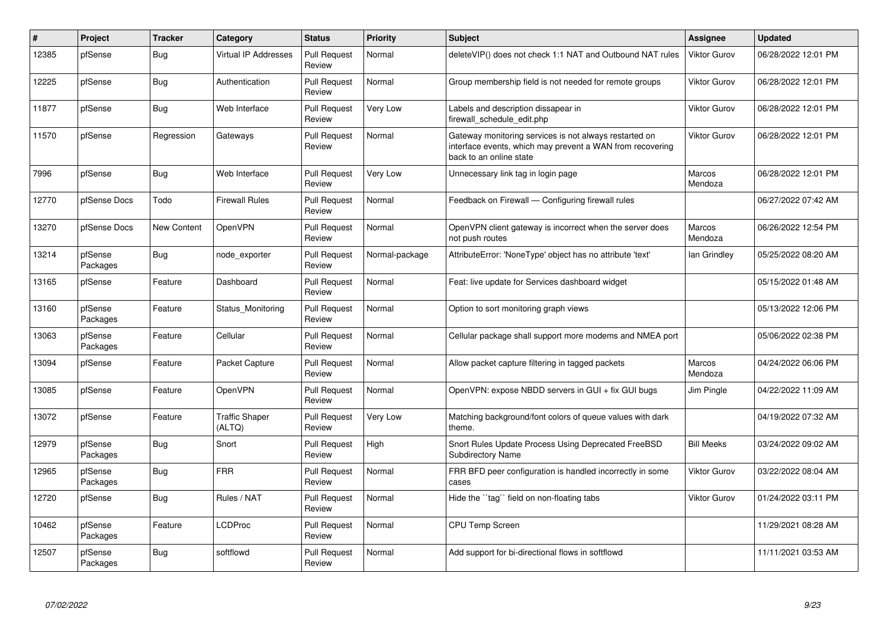| # | Project | Tracker | Category | Status | Priority | Subject | Assignee | Updated |
|---|---|---|---|---|---|---|---|---|
| 12385 | pfSense | Bug | Virtual IP Addresses | Pull Request Review | Normal | deleteVIP() does not check 1:1 NAT and Outbound NAT rules | Viktor Gurov | 06/28/2022 12:01 PM |
| 12225 | pfSense | Bug | Authentication | Pull Request Review | Normal | Group membership field is not needed for remote groups | Viktor Gurov | 06/28/2022 12:01 PM |
| 11877 | pfSense | Bug | Web Interface | Pull Request Review | Very Low | Labels and description dissapear in firewall_schedule_edit.php | Viktor Gurov | 06/28/2022 12:01 PM |
| 11570 | pfSense | Regression | Gateways | Pull Request Review | Normal | Gateway monitoring services is not always restarted on interface events, which may prevent a WAN from recovering back to an online state | Viktor Gurov | 06/28/2022 12:01 PM |
| 7996 | pfSense | Bug | Web Interface | Pull Request Review | Very Low | Unnecessary link tag in login page | Marcos Mendoza | 06/28/2022 12:01 PM |
| 12770 | pfSense Docs | Todo | Firewall Rules | Pull Request Review | Normal | Feedback on Firewall — Configuring firewall rules | | 06/27/2022 07:42 AM |
| 13270 | pfSense Docs | New Content | OpenVPN | Pull Request Review | Normal | OpenVPN client gateway is incorrect when the server does not push routes | Marcos Mendoza | 06/26/2022 12:54 PM |
| 13214 | pfSense Packages | Bug | node_exporter | Pull Request Review | Normal-package | AttributeError: 'NoneType' object has no attribute 'text' | Ian Grindley | 05/25/2022 08:20 AM |
| 13165 | pfSense | Feature | Dashboard | Pull Request Review | Normal | Feat: live update for Services dashboard widget | | 05/15/2022 01:48 AM |
| 13160 | pfSense Packages | Feature | Status_Monitoring | Pull Request Review | Normal | Option to sort monitoring graph views | | 05/13/2022 12:06 PM |
| 13063 | pfSense Packages | Feature | Cellular | Pull Request Review | Normal | Cellular package shall support more modems and NMEA port | | 05/06/2022 02:38 PM |
| 13094 | pfSense | Feature | Packet Capture | Pull Request Review | Normal | Allow packet capture filtering in tagged packets | Marcos Mendoza | 04/24/2022 06:06 PM |
| 13085 | pfSense | Feature | OpenVPN | Pull Request Review | Normal | OpenVPN: expose NBDD servers in GUI + fix GUI bugs | Jim Pingle | 04/22/2022 11:09 AM |
| 13072 | pfSense | Feature | Traffic Shaper (ALTQ) | Pull Request Review | Very Low | Matching background/font colors of queue values with dark theme. | | 04/19/2022 07:32 AM |
| 12979 | pfSense Packages | Bug | Snort | Pull Request Review | High | Snort Rules Update Process Using Deprecated FreeBSD Subdirectory Name | Bill Meeks | 03/24/2022 09:02 AM |
| 12965 | pfSense Packages | Bug | FRR | Pull Request Review | Normal | FRR BFD peer configuration is handled incorrectly in some cases | Viktor Gurov | 03/22/2022 08:04 AM |
| 12720 | pfSense | Bug | Rules / NAT | Pull Request Review | Normal | Hide the ``tag`` field on non-floating tabs | Viktor Gurov | 01/24/2022 03:11 PM |
| 10462 | pfSense Packages | Feature | LCDProc | Pull Request Review | Normal | CPU Temp Screen | | 11/29/2021 08:28 AM |
| 12507 | pfSense Packages | Bug | softflowd | Pull Request Review | Normal | Add support for bi-directional flows in softflowd | | 11/11/2021 03:53 AM |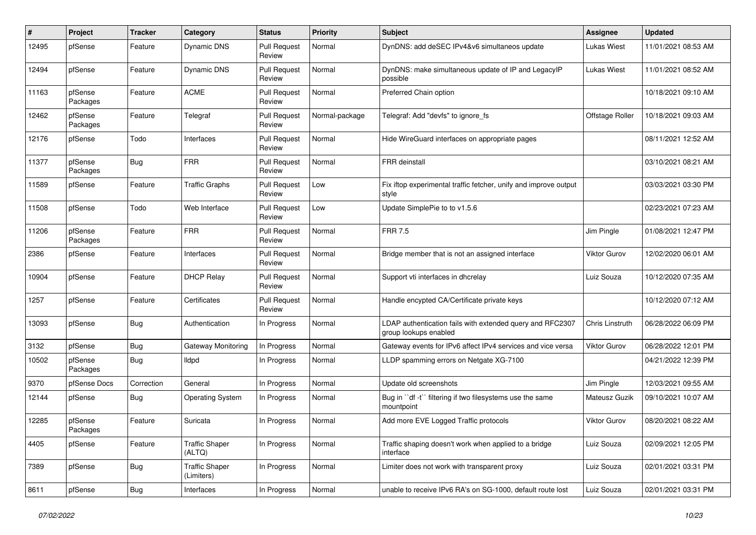| # | Project | Tracker | Category | Status | Priority | Subject | Assignee | Updated |
|---|---|---|---|---|---|---|---|---|
| 12495 | pfSense | Feature | Dynamic DNS | Pull Request Review | Normal | DynDNS: add deSEC IPv4&v6 simultaneos update | Lukas Wiest | 11/01/2021 08:53 AM |
| 12494 | pfSense | Feature | Dynamic DNS | Pull Request Review | Normal | DynDNS: make simultaneous update of IP and LegacyIP possible | Lukas Wiest | 11/01/2021 08:52 AM |
| 11163 | pfSense Packages | Feature | ACME | Pull Request Review | Normal | Preferred Chain option | | 10/18/2021 09:10 AM |
| 12462 | pfSense Packages | Feature | Telegraf | Pull Request Review | Normal-package | Telegraf: Add "devfs" to ignore_fs | Offstage Roller | 10/18/2021 09:03 AM |
| 12176 | pfSense | Todo | Interfaces | Pull Request Review | Normal | Hide WireGuard interfaces on appropriate pages | | 08/11/2021 12:52 AM |
| 11377 | pfSense Packages | Bug | FRR | Pull Request Review | Normal | FRR deinstall | | 03/10/2021 08:21 AM |
| 11589 | pfSense | Feature | Traffic Graphs | Pull Request Review | Low | Fix iftop experimental traffic fetcher, unify and improve output style | | 03/03/2021 03:30 PM |
| 11508 | pfSense | Todo | Web Interface | Pull Request Review | Low | Update SimplePie to to v1.5.6 | | 02/23/2021 07:23 AM |
| 11206 | pfSense Packages | Feature | FRR | Pull Request Review | Normal | FRR 7.5 | Jim Pingle | 01/08/2021 12:47 PM |
| 2386 | pfSense | Feature | Interfaces | Pull Request Review | Normal | Bridge member that is not an assigned interface | Viktor Gurov | 12/02/2020 06:01 AM |
| 10904 | pfSense | Feature | DHCP Relay | Pull Request Review | Normal | Support vti interfaces in dhcrelay | Luiz Souza | 10/12/2020 07:35 AM |
| 1257 | pfSense | Feature | Certificates | Pull Request Review | Normal | Handle encypted CA/Certificate private keys | | 10/12/2020 07:12 AM |
| 13093 | pfSense | Bug | Authentication | In Progress | Normal | LDAP authentication fails with extended query and RFC2307 group lookups enabled | Chris Linstruth | 06/28/2022 06:09 PM |
| 3132 | pfSense | Bug | Gateway Monitoring | In Progress | Normal | Gateway events for IPv6 affect IPv4 services and vice versa | Viktor Gurov | 06/28/2022 12:01 PM |
| 10502 | pfSense Packages | Bug | lldpd | In Progress | Normal | LLDP spamming errors on Netgate XG-7100 | | 04/21/2022 12:39 PM |
| 9370 | pfSense Docs | Correction | General | In Progress | Normal | Update old screenshots | Jim Pingle | 12/03/2021 09:55 AM |
| 12144 | pfSense | Bug | Operating System | In Progress | Normal | Bug in ``df -t`` filtering if two filesystems use the same mountpoint | Mateusz Guzik | 09/10/2021 10:07 AM |
| 12285 | pfSense Packages | Feature | Suricata | In Progress | Normal | Add more EVE Logged Traffic protocols | Viktor Gurov | 08/20/2021 08:22 AM |
| 4405 | pfSense | Feature | Traffic Shaper (ALTQ) | In Progress | Normal | Traffic shaping doesn't work when applied to a bridge interface | Luiz Souza | 02/09/2021 12:05 PM |
| 7389 | pfSense | Bug | Traffic Shaper (Limiters) | In Progress | Normal | Limiter does not work with transparent proxy | Luiz Souza | 02/01/2021 03:31 PM |
| 8611 | pfSense | Bug | Interfaces | In Progress | Normal | unable to receive IPv6 RA's on SG-1000, default route lost | Luiz Souza | 02/01/2021 03:31 PM |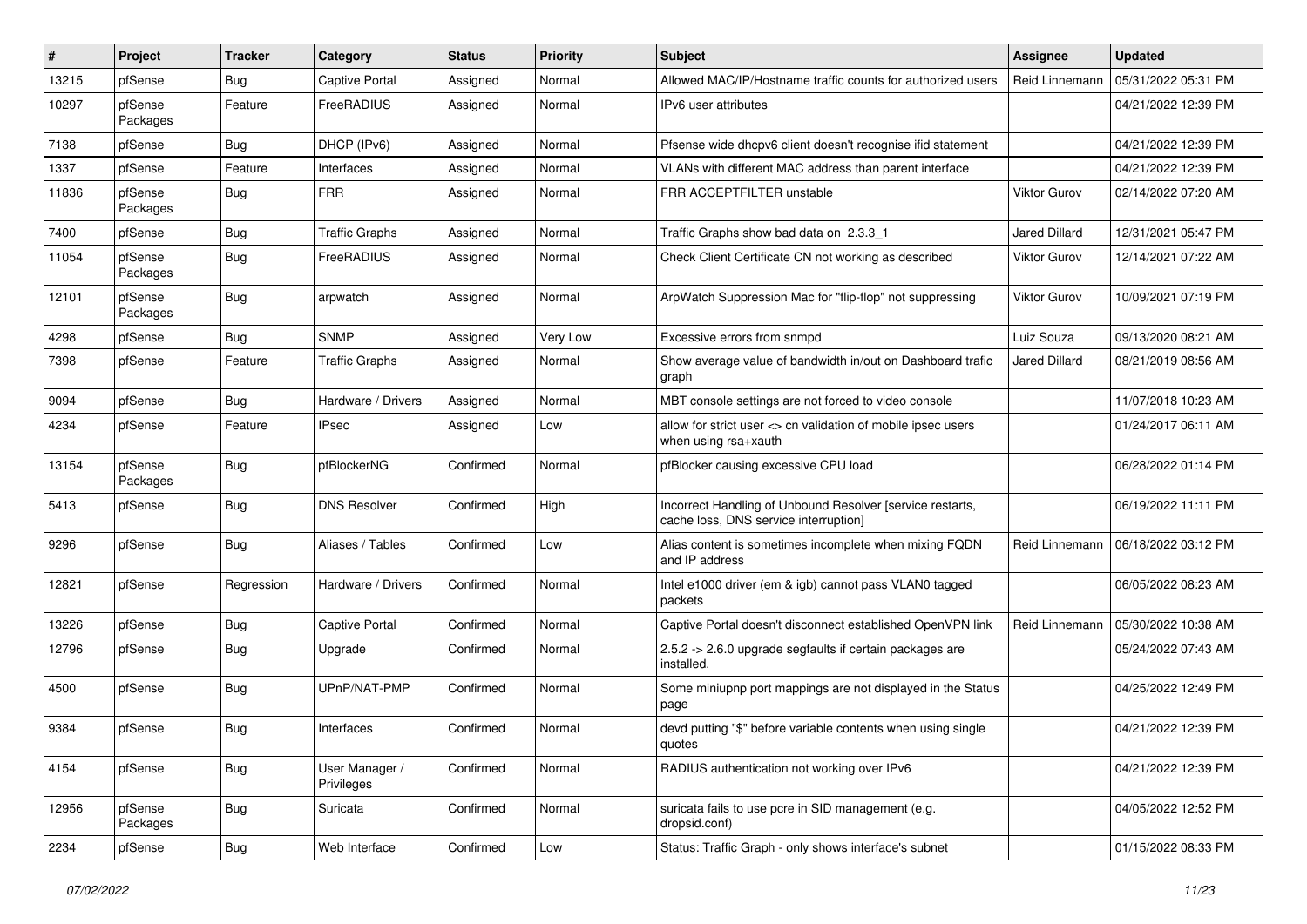| # | Project | Tracker | Category | Status | Priority | Subject | Assignee | Updated |
|---|---|---|---|---|---|---|---|---|
| 13215 | pfSense | Bug | Captive Portal | Assigned | Normal | Allowed MAC/IP/Hostname traffic counts for authorized users | Reid Linnemann | 05/31/2022 05:31 PM |
| 10297 | pfSense Packages | Feature | FreeRADIUS | Assigned | Normal | IPv6 user attributes | | 04/21/2022 12:39 PM |
| 7138 | pfSense | Bug | DHCP (IPv6) | Assigned | Normal | Pfsense wide dhcpv6 client doesn't recognise ifid statement | | 04/21/2022 12:39 PM |
| 1337 | pfSense | Feature | Interfaces | Assigned | Normal | VLANs with different MAC address than parent interface | | 04/21/2022 12:39 PM |
| 11836 | pfSense Packages | Bug | FRR | Assigned | Normal | FRR ACCEPTFILTER unstable | Viktor Gurov | 02/14/2022 07:20 AM |
| 7400 | pfSense | Bug | Traffic Graphs | Assigned | Normal | Traffic Graphs show bad data on 2.3.3_1 | Jared Dillard | 12/31/2021 05:47 PM |
| 11054 | pfSense Packages | Bug | FreeRADIUS | Assigned | Normal | Check Client Certificate CN not working as described | Viktor Gurov | 12/14/2021 07:22 AM |
| 12101 | pfSense Packages | Bug | arpwatch | Assigned | Normal | ArpWatch Suppression Mac for "flip-flop" not suppressing | Viktor Gurov | 10/09/2021 07:19 PM |
| 4298 | pfSense | Bug | SNMP | Assigned | Very Low | Excessive errors from snmpd | Luiz Souza | 09/13/2020 08:21 AM |
| 7398 | pfSense | Feature | Traffic Graphs | Assigned | Normal | Show average value of bandwidth in/out on Dashboard trafic graph | Jared Dillard | 08/21/2019 08:56 AM |
| 9094 | pfSense | Bug | Hardware / Drivers | Assigned | Normal | MBT console settings are not forced to video console | | 11/07/2018 10:23 AM |
| 4234 | pfSense | Feature | IPsec | Assigned | Low | allow for strict user <> cn validation of mobile ipsec users when using rsa+xauth | | 01/24/2017 06:11 AM |
| 13154 | pfSense Packages | Bug | pfBlockerNG | Confirmed | Normal | pfBlocker causing excessive CPU load | | 06/28/2022 01:14 PM |
| 5413 | pfSense | Bug | DNS Resolver | Confirmed | High | Incorrect Handling of Unbound Resolver [service restarts, cache loss, DNS service interruption] | | 06/19/2022 11:11 PM |
| 9296 | pfSense | Bug | Aliases / Tables | Confirmed | Low | Alias content is sometimes incomplete when mixing FQDN and IP address | Reid Linnemann | 06/18/2022 03:12 PM |
| 12821 | pfSense | Regression | Hardware / Drivers | Confirmed | Normal | Intel e1000 driver (em & igb) cannot pass VLAN0 tagged packets | | 06/05/2022 08:23 AM |
| 13226 | pfSense | Bug | Captive Portal | Confirmed | Normal | Captive Portal doesn't disconnect established OpenVPN link | Reid Linnemann | 05/30/2022 10:38 AM |
| 12796 | pfSense | Bug | Upgrade | Confirmed | Normal | 2.5.2 -> 2.6.0 upgrade segfaults if certain packages are installed. | | 05/24/2022 07:43 AM |
| 4500 | pfSense | Bug | UPnP/NAT-PMP | Confirmed | Normal | Some miniupnp port mappings are not displayed in the Status page | | 04/25/2022 12:49 PM |
| 9384 | pfSense | Bug | Interfaces | Confirmed | Normal | devd putting "$" before variable contents when using single quotes | | 04/21/2022 12:39 PM |
| 4154 | pfSense | Bug | User Manager / Privileges | Confirmed | Normal | RADIUS authentication not working over IPv6 | | 04/21/2022 12:39 PM |
| 12956 | pfSense Packages | Bug | Suricata | Confirmed | Normal | suricata fails to use pcre in SID management (e.g. dropsid.conf) | | 04/05/2022 12:52 PM |
| 2234 | pfSense | Bug | Web Interface | Confirmed | Low | Status: Traffic Graph - only shows interface's subnet | | 01/15/2022 08:33 PM |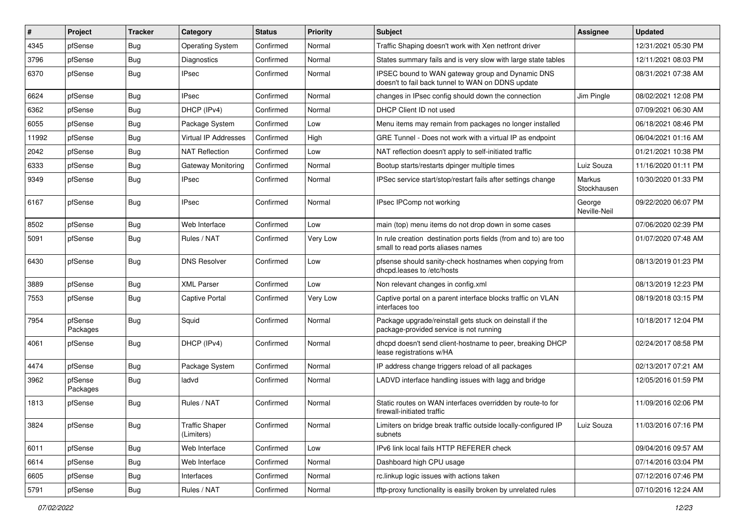| # | Project | Tracker | Category | Status | Priority | Subject | Assignee | Updated |
|---|---|---|---|---|---|---|---|---|
| 4345 | pfSense | Bug | Operating System | Confirmed | Normal | Traffic Shaping doesn't work with Xen netfront driver | | 12/31/2021 05:30 PM |
| 3796 | pfSense | Bug | Diagnostics | Confirmed | Normal | States summary fails and is very slow with large state tables | | 12/11/2021 08:03 PM |
| 6370 | pfSense | Bug | IPsec | Confirmed | Normal | IPSEC bound to WAN gateway group and Dynamic DNS doesn't to fail back tunnel to WAN on DDNS update | | 08/31/2021 07:38 AM |
| 6624 | pfSense | Bug | IPsec | Confirmed | Normal | changes in IPsec config should down the connection | Jim Pingle | 08/02/2021 12:08 PM |
| 6362 | pfSense | Bug | DHCP (IPv4) | Confirmed | Normal | DHCP Client ID not used | | 07/09/2021 06:30 AM |
| 6055 | pfSense | Bug | Package System | Confirmed | Low | Menu items may remain from packages no longer installed | | 06/18/2021 08:46 PM |
| 11992 | pfSense | Bug | Virtual IP Addresses | Confirmed | High | GRE Tunnel - Does not work with a virtual IP as endpoint | | 06/04/2021 01:16 AM |
| 2042 | pfSense | Bug | NAT Reflection | Confirmed | Low | NAT reflection doesn't apply to self-initiated traffic | | 01/21/2021 10:38 PM |
| 6333 | pfSense | Bug | Gateway Monitoring | Confirmed | Normal | Bootup starts/restarts dpinger multiple times | Luiz Souza | 11/16/2020 01:11 PM |
| 9349 | pfSense | Bug | IPsec | Confirmed | Normal | IPSec service start/stop/restart fails after settings change | Markus Stockhausen | 10/30/2020 01:33 PM |
| 6167 | pfSense | Bug | IPsec | Confirmed | Normal | IPsec IPComp not working | George Neville-Neil | 09/22/2020 06:07 PM |
| 8502 | pfSense | Bug | Web Interface | Confirmed | Low | main (top) menu items do not drop down in some cases | | 07/06/2020 02:39 PM |
| 5091 | pfSense | Bug | Rules / NAT | Confirmed | Very Low | In rule creation destination ports fields (from and to) are too small to read ports aliases names | | 01/07/2020 07:48 AM |
| 6430 | pfSense | Bug | DNS Resolver | Confirmed | Low | pfsense should sanity-check hostnames when copying from dhcpd.leases to /etc/hosts | | 08/13/2019 01:23 PM |
| 3889 | pfSense | Bug | XML Parser | Confirmed | Low | Non relevant changes in config.xml | | 08/13/2019 12:23 PM |
| 7553 | pfSense | Bug | Captive Portal | Confirmed | Very Low | Captive portal on a parent interface blocks traffic on VLAN interfaces too | | 08/19/2018 03:15 PM |
| 7954 | pfSense Packages | Bug | Squid | Confirmed | Normal | Package upgrade/reinstall gets stuck on deinstall if the package-provided service is not running | | 10/18/2017 12:04 PM |
| 4061 | pfSense | Bug | DHCP (IPv4) | Confirmed | Normal | dhcpd doesn't send client-hostname to peer, breaking DHCP lease registrations w/HA | | 02/24/2017 08:58 PM |
| 4474 | pfSense | Bug | Package System | Confirmed | Normal | IP address change triggers reload of all packages | | 02/13/2017 07:21 AM |
| 3962 | pfSense Packages | Bug | ladvd | Confirmed | Normal | LADVD interface handling issues with lagg and bridge | | 12/05/2016 01:59 PM |
| 1813 | pfSense | Bug | Rules / NAT | Confirmed | Normal | Static routes on WAN interfaces overridden by route-to for firewall-initiated traffic | | 11/09/2016 02:06 PM |
| 3824 | pfSense | Bug | Traffic Shaper (Limiters) | Confirmed | Normal | Limiters on bridge break traffic outside locally-configured IP subnets | Luiz Souza | 11/03/2016 07:16 PM |
| 6011 | pfSense | Bug | Web Interface | Confirmed | Low | IPv6 link local fails HTTP REFERER check | | 09/04/2016 09:57 AM |
| 6614 | pfSense | Bug | Web Interface | Confirmed | Normal | Dashboard high CPU usage | | 07/14/2016 03:04 PM |
| 6605 | pfSense | Bug | Interfaces | Confirmed | Normal | rc.linkup logic issues with actions taken | | 07/12/2016 07:46 PM |
| 5791 | pfSense | Bug | Rules / NAT | Confirmed | Normal | tftp-proxy functionality is easilly broken by unrelated rules | | 07/10/2016 12:24 AM |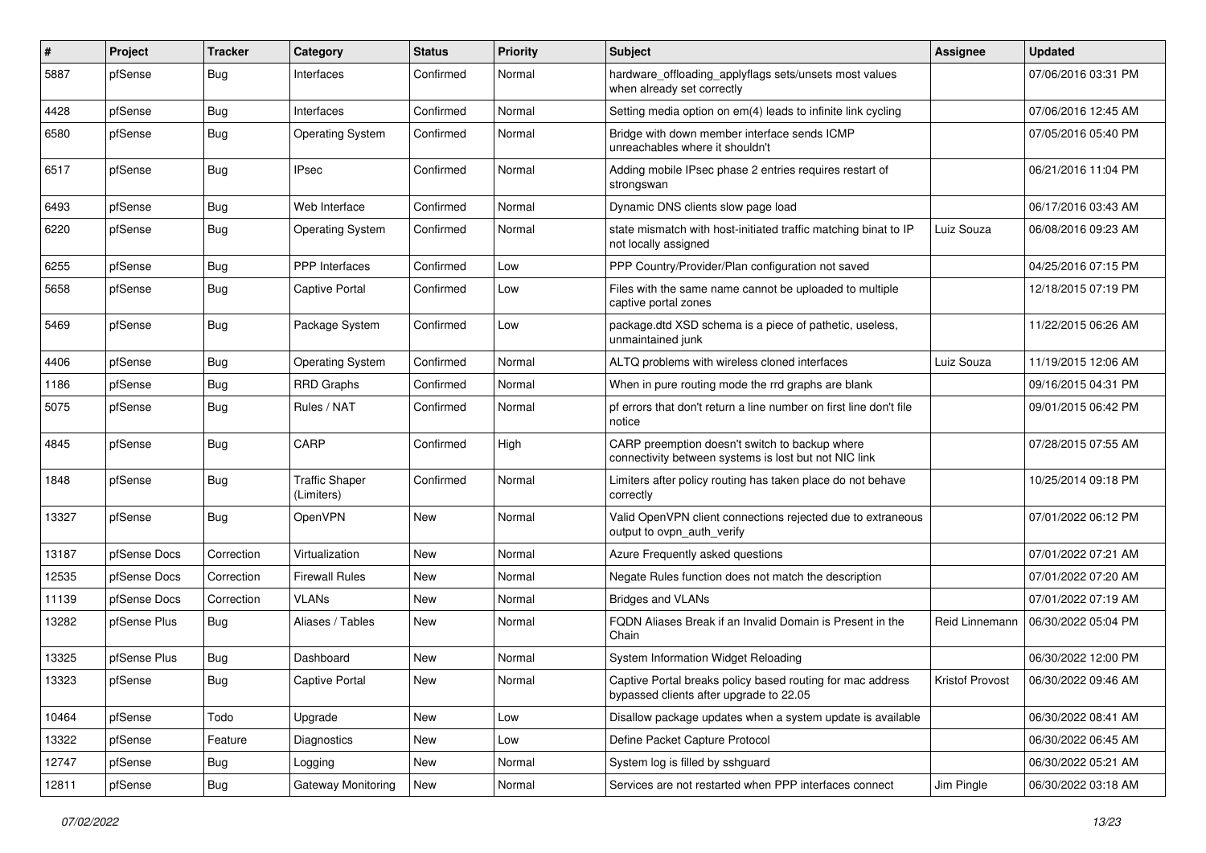| # | Project | Tracker | Category | Status | Priority | Subject | Assignee | Updated |
|---|---|---|---|---|---|---|---|---|
| 5887 | pfSense | Bug | Interfaces | Confirmed | Normal | hardware_offloading_applyflags sets/unsets most values when already set correctly | | 07/06/2016 03:31 PM |
| 4428 | pfSense | Bug | Interfaces | Confirmed | Normal | Setting media option on em(4) leads to infinite link cycling | | 07/06/2016 12:45 AM |
| 6580 | pfSense | Bug | Operating System | Confirmed | Normal | Bridge with down member interface sends ICMP unreachables where it shouldn't | | 07/05/2016 05:40 PM |
| 6517 | pfSense | Bug | IPsec | Confirmed | Normal | Adding mobile IPsec phase 2 entries requires restart of strongswan | | 06/21/2016 11:04 PM |
| 6493 | pfSense | Bug | Web Interface | Confirmed | Normal | Dynamic DNS clients slow page load | | 06/17/2016 03:43 AM |
| 6220 | pfSense | Bug | Operating System | Confirmed | Normal | state mismatch with host-initiated traffic matching binat to IP not locally assigned | Luiz Souza | 06/08/2016 09:23 AM |
| 6255 | pfSense | Bug | PPP Interfaces | Confirmed | Low | PPP Country/Provider/Plan configuration not saved | | 04/25/2016 07:15 PM |
| 5658 | pfSense | Bug | Captive Portal | Confirmed | Low | Files with the same name cannot be uploaded to multiple captive portal zones | | 12/18/2015 07:19 PM |
| 5469 | pfSense | Bug | Package System | Confirmed | Low | package.dtd XSD schema is a piece of pathetic, useless, unmaintained junk | | 11/22/2015 06:26 AM |
| 4406 | pfSense | Bug | Operating System | Confirmed | Normal | ALTQ problems with wireless cloned interfaces | Luiz Souza | 11/19/2015 12:06 AM |
| 1186 | pfSense | Bug | RRD Graphs | Confirmed | Normal | When in pure routing mode the rrd graphs are blank | | 09/16/2015 04:31 PM |
| 5075 | pfSense | Bug | Rules / NAT | Confirmed | Normal | pf errors that don't return a line number on first line don't file notice | | 09/01/2015 06:42 PM |
| 4845 | pfSense | Bug | CARP | Confirmed | High | CARP preemption doesn't switch to backup where connectivity between systems is lost but not NIC link | | 07/28/2015 07:55 AM |
| 1848 | pfSense | Bug | Traffic Shaper (Limiters) | Confirmed | Normal | Limiters after policy routing has taken place do not behave correctly | | 10/25/2014 09:18 PM |
| 13327 | pfSense | Bug | OpenVPN | New | Normal | Valid OpenVPN client connections rejected due to extraneous output to ovpn_auth_verify | | 07/01/2022 06:12 PM |
| 13187 | pfSense Docs | Correction | Virtualization | New | Normal | Azure Frequently asked questions | | 07/01/2022 07:21 AM |
| 12535 | pfSense Docs | Correction | Firewall Rules | New | Normal | Negate Rules function does not match the description | | 07/01/2022 07:20 AM |
| 11139 | pfSense Docs | Correction | VLANs | New | Normal | Bridges and VLANs | | 07/01/2022 07:19 AM |
| 13282 | pfSense Plus | Bug | Aliases / Tables | New | Normal | FQDN Aliases Break if an Invalid Domain is Present in the Chain | Reid Linnemann | 06/30/2022 05:04 PM |
| 13325 | pfSense Plus | Bug | Dashboard | New | Normal | System Information Widget Reloading | | 06/30/2022 12:00 PM |
| 13323 | pfSense | Bug | Captive Portal | New | Normal | Captive Portal breaks policy based routing for mac address bypassed clients after upgrade to 22.05 | Kristof Provost | 06/30/2022 09:46 AM |
| 10464 | pfSense | Todo | Upgrade | New | Low | Disallow package updates when a system update is available | | 06/30/2022 08:41 AM |
| 13322 | pfSense | Feature | Diagnostics | New | Low | Define Packet Capture Protocol | | 06/30/2022 06:45 AM |
| 12747 | pfSense | Bug | Logging | New | Normal | System log is filled by sshguard | | 06/30/2022 05:21 AM |
| 12811 | pfSense | Bug | Gateway Monitoring | New | Normal | Services are not restarted when PPP interfaces connect | Jim Pingle | 06/30/2022 03:18 AM |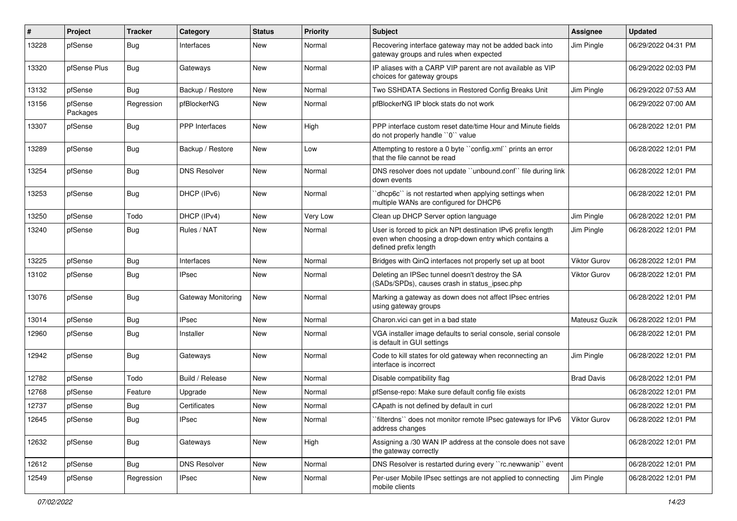| # | Project | Tracker | Category | Status | Priority | Subject | Assignee | Updated |
|---|---|---|---|---|---|---|---|---|
| 13228 | pfSense | Bug | Interfaces | New | Normal | Recovering interface gateway may not be added back into gateway groups and rules when expected | Jim Pingle | 06/29/2022 04:31 PM |
| 13320 | pfSense Plus | Bug | Gateways | New | Normal | IP aliases with a CARP VIP parent are not available as VIP choices for gateway groups | | 06/29/2022 02:03 PM |
| 13132 | pfSense | Bug | Backup / Restore | New | Normal | Two SSHDATA Sections in Restored Config Breaks Unit | Jim Pingle | 06/29/2022 07:53 AM |
| 13156 | pfSense Packages | Regression | pfBlockerNG | New | Normal | pfBlockerNG IP block stats do not work | | 06/29/2022 07:00 AM |
| 13307 | pfSense | Bug | PPP Interfaces | New | High | PPP interface custom reset date/time Hour and Minute fields do not properly handle ``0`` value | | 06/28/2022 12:01 PM |
| 13289 | pfSense | Bug | Backup / Restore | New | Low | Attempting to restore a 0 byte ``config.xml`` prints an error that the file cannot be read | | 06/28/2022 12:01 PM |
| 13254 | pfSense | Bug | DNS Resolver | New | Normal | DNS resolver does not update ``unbound.conf`` file during link down events | | 06/28/2022 12:01 PM |
| 13253 | pfSense | Bug | DHCP (IPv6) | New | Normal | ``dhcp6c`` is not restarted when applying settings when multiple WANs are configured for DHCP6 | | 06/28/2022 12:01 PM |
| 13250 | pfSense | Todo | DHCP (IPv4) | New | Very Low | Clean up DHCP Server option language | Jim Pingle | 06/28/2022 12:01 PM |
| 13240 | pfSense | Bug | Rules / NAT | New | Normal | User is forced to pick an NPt destination IPv6 prefix length even when choosing a drop-down entry which contains a defined prefix length | Jim Pingle | 06/28/2022 12:01 PM |
| 13225 | pfSense | Bug | Interfaces | New | Normal | Bridges with QinQ interfaces not properly set up at boot | Viktor Gurov | 06/28/2022 12:01 PM |
| 13102 | pfSense | Bug | IPsec | New | Normal | Deleting an IPSec tunnel doesn't destroy the SA (SADs/SPDs), causes crash in status_ipsec.php | Viktor Gurov | 06/28/2022 12:01 PM |
| 13076 | pfSense | Bug | Gateway Monitoring | New | Normal | Marking a gateway as down does not affect IPsec entries using gateway groups | | 06/28/2022 12:01 PM |
| 13014 | pfSense | Bug | IPsec | New | Normal | Charon.vici can get in a bad state | Mateusz Guzik | 06/28/2022 12:01 PM |
| 12960 | pfSense | Bug | Installer | New | Normal | VGA installer image defaults to serial console, serial console is default in GUI settings | | 06/28/2022 12:01 PM |
| 12942 | pfSense | Bug | Gateways | New | Normal | Code to kill states for old gateway when reconnecting an interface is incorrect | Jim Pingle | 06/28/2022 12:01 PM |
| 12782 | pfSense | Todo | Build / Release | New | Normal | Disable compatibility flag | Brad Davis | 06/28/2022 12:01 PM |
| 12768 | pfSense | Feature | Upgrade | New | Normal | pfSense-repo: Make sure default config file exists | | 06/28/2022 12:01 PM |
| 12737 | pfSense | Bug | Certificates | New | Normal | CApath is not defined by default in curl | | 06/28/2022 12:01 PM |
| 12645 | pfSense | Bug | IPsec | New | Normal | ``filterdns`` does not monitor remote IPsec gateways for IPv6 address changes | Viktor Gurov | 06/28/2022 12:01 PM |
| 12632 | pfSense | Bug | Gateways | New | High | Assigning a /30 WAN IP address at the console does not save the gateway correctly | | 06/28/2022 12:01 PM |
| 12612 | pfSense | Bug | DNS Resolver | New | Normal | DNS Resolver is restarted during every ``rc.newwanip`` event | | 06/28/2022 12:01 PM |
| 12549 | pfSense | Regression | IPsec | New | Normal | Per-user Mobile IPsec settings are not applied to connecting mobile clients | Jim Pingle | 06/28/2022 12:01 PM |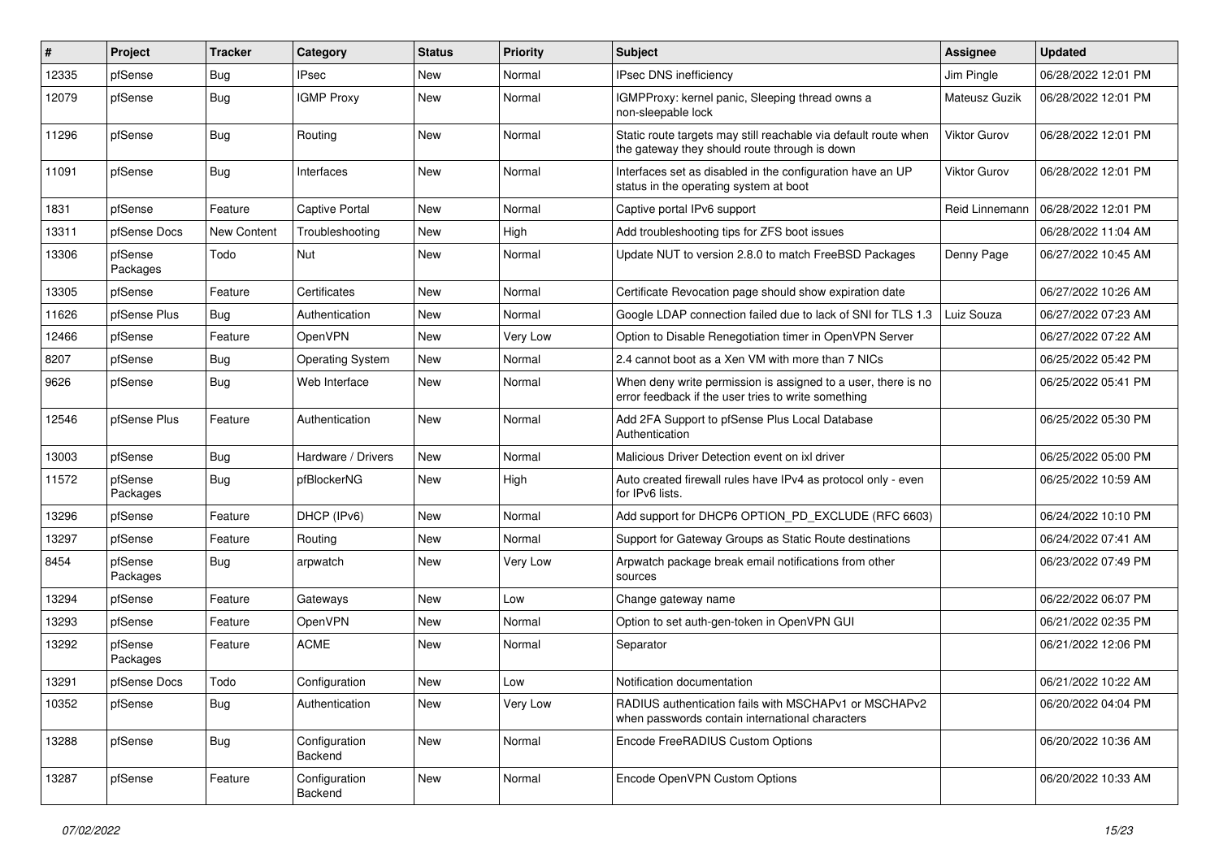| # | Project | Tracker | Category | Status | Priority | Subject | Assignee | Updated |
|---|---|---|---|---|---|---|---|---|
| 12335 | pfSense | Bug | IPsec | New | Normal | IPsec DNS inefficiency | Jim Pingle | 06/28/2022 12:01 PM |
| 12079 | pfSense | Bug | IGMP Proxy | New | Normal | IGMPProxy: kernel panic, Sleeping thread owns a non-sleepable lock | Mateusz Guzik | 06/28/2022 12:01 PM |
| 11296 | pfSense | Bug | Routing | New | Normal | Static route targets may still reachable via default route when the gateway they should route through is down | Viktor Gurov | 06/28/2022 12:01 PM |
| 11091 | pfSense | Bug | Interfaces | New | Normal | Interfaces set as disabled in the configuration have an UP status in the operating system at boot | Viktor Gurov | 06/28/2022 12:01 PM |
| 1831 | pfSense | Feature | Captive Portal | New | Normal | Captive portal IPv6 support | Reid Linnemann | 06/28/2022 12:01 PM |
| 13311 | pfSense Docs | New Content | Troubleshooting | New | High | Add troubleshooting tips for ZFS boot issues | | 06/28/2022 11:04 AM |
| 13306 | pfSense Packages | Todo | Nut | New | Normal | Update NUT to version 2.8.0 to match FreeBSD Packages | Denny Page | 06/27/2022 10:45 AM |
| 13305 | pfSense | Feature | Certificates | New | Normal | Certificate Revocation page should show expiration date | | 06/27/2022 10:26 AM |
| 11626 | pfSense Plus | Bug | Authentication | New | Normal | Google LDAP connection failed due to lack of SNI for TLS 1.3 | Luiz Souza | 06/27/2022 07:23 AM |
| 12466 | pfSense | Feature | OpenVPN | New | Very Low | Option to Disable Renegotiation timer in OpenVPN Server | | 06/27/2022 07:22 AM |
| 8207 | pfSense | Bug | Operating System | New | Normal | 2.4 cannot boot as a Xen VM with more than 7 NICs | | 06/25/2022 05:42 PM |
| 9626 | pfSense | Bug | Web Interface | New | Normal | When deny write permission is assigned to a user, there is no error feedback if the user tries to write something | | 06/25/2022 05:41 PM |
| 12546 | pfSense Plus | Feature | Authentication | New | Normal | Add 2FA Support to pfSense Plus Local Database Authentication | | 06/25/2022 05:30 PM |
| 13003 | pfSense | Bug | Hardware / Drivers | New | Normal | Malicious Driver Detection event on ixl driver | | 06/25/2022 05:00 PM |
| 11572 | pfSense Packages | Bug | pfBlockerNG | New | High | Auto created firewall rules have IPv4 as protocol only - even for IPv6 lists. | | 06/25/2022 10:59 AM |
| 13296 | pfSense | Feature | DHCP (IPv6) | New | Normal | Add support for DHCP6 OPTION_PD_EXCLUDE (RFC 6603) | | 06/24/2022 10:10 PM |
| 13297 | pfSense | Feature | Routing | New | Normal | Support for Gateway Groups as Static Route destinations | | 06/24/2022 07:41 AM |
| 8454 | pfSense Packages | Bug | arpwatch | New | Very Low | Arpwatch package break email notifications from other sources | | 06/23/2022 07:49 PM |
| 13294 | pfSense | Feature | Gateways | New | Low | Change gateway name | | 06/22/2022 06:07 PM |
| 13293 | pfSense | Feature | OpenVPN | New | Normal | Option to set auth-gen-token in OpenVPN GUI | | 06/21/2022 02:35 PM |
| 13292 | pfSense Packages | Feature | ACME | New | Normal | Separator | | 06/21/2022 12:06 PM |
| 13291 | pfSense Docs | Todo | Configuration | New | Low | Notification documentation | | 06/21/2022 10:22 AM |
| 10352 | pfSense | Bug | Authentication | New | Very Low | RADIUS authentication fails with MSCHAPv1 or MSCHAPv2 when passwords contain international characters | | 06/20/2022 04:04 PM |
| 13288 | pfSense | Bug | Configuration Backend | New | Normal | Encode FreeRADIUS Custom Options | | 06/20/2022 10:36 AM |
| 13287 | pfSense | Feature | Configuration Backend | New | Normal | Encode OpenVPN Custom Options | | 06/20/2022 10:33 AM |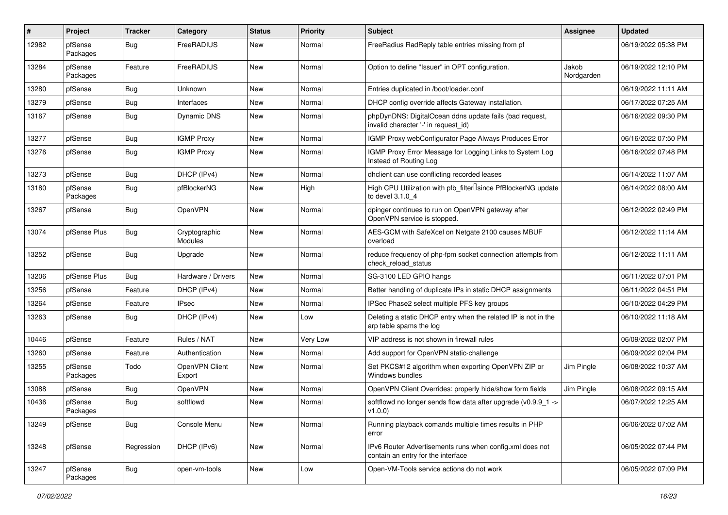| # | Project | Tracker | Category | Status | Priority | Subject | Assignee | Updated |
|---|---|---|---|---|---|---|---|---|
| 12982 | pfSense Packages | Bug | FreeRADIUS | New | Normal | FreeRadius RadReply table entries missing from pf | | 06/19/2022 05:38 PM |
| 13284 | pfSense Packages | Feature | FreeRADIUS | New | Normal | Option to define "Issuer" in OPT configuration. | Jakob Nordgarden | 06/19/2022 12:10 PM |
| 13280 | pfSense | Bug | Unknown | New | Normal | Entries duplicated in /boot/loader.conf | | 06/19/2022 11:11 AM |
| 13279 | pfSense | Bug | Interfaces | New | Normal | DHCP config override affects Gateway installation. | | 06/17/2022 07:25 AM |
| 13167 | pfSense | Bug | Dynamic DNS | New | Normal | phpDynDNS: DigitalOcean ddns update fails (bad request, invalid character '-' in request_id) | | 06/16/2022 09:30 PM |
| 13277 | pfSense | Bug | IGMP Proxy | New | Normal | IGMP Proxy webConfigurator Page Always Produces Error | | 06/16/2022 07:50 PM |
| 13276 | pfSense | Bug | IGMP Proxy | New | Normal | IGMP Proxy Error Message for Logging Links to System Log Instead of Routing Log | | 06/16/2022 07:48 PM |
| 13273 | pfSense | Bug | DHCP (IPv4) | New | Normal | dhclient can use conflicting recorded leases | | 06/14/2022 11:07 AM |
| 13180 | pfSense Packages | Bug | pfBlockerNG | New | High | High CPU Utilization with pfb_filter since PfBlockerNG update to devel 3.1.0_4 | | 06/14/2022 08:00 AM |
| 13267 | pfSense | Bug | OpenVPN | New | Normal | dpinger continues to run on OpenVPN gateway after OpenVPN service is stopped. | | 06/12/2022 02:49 PM |
| 13074 | pfSense Plus | Bug | Cryptographic Modules | New | Normal | AES-GCM with SafeXcel on Netgate 2100 causes MBUF overload | | 06/12/2022 11:14 AM |
| 13252 | pfSense | Bug | Upgrade | New | Normal | reduce frequency of php-fpm socket connection attempts from check_reload_status | | 06/12/2022 11:11 AM |
| 13206 | pfSense Plus | Bug | Hardware / Drivers | New | Normal | SG-3100 LED GPIO hangs | | 06/11/2022 07:01 PM |
| 13256 | pfSense | Feature | DHCP (IPv4) | New | Normal | Better handling of duplicate IPs in static DHCP assignments | | 06/11/2022 04:51 PM |
| 13264 | pfSense | Feature | IPsec | New | Normal | IPSec Phase2 select multiple PFS key groups | | 06/10/2022 04:29 PM |
| 13263 | pfSense | Bug | DHCP (IPv4) | New | Low | Deleting a static DHCP entry when the related IP is not in the arp table spams the log | | 06/10/2022 11:18 AM |
| 10446 | pfSense | Feature | Rules / NAT | New | Very Low | VIP address is not shown in firewall rules | | 06/09/2022 02:07 PM |
| 13260 | pfSense | Feature | Authentication | New | Normal | Add support for OpenVPN static-challenge | | 06/09/2022 02:04 PM |
| 13255 | pfSense Packages | Todo | OpenVPN Client Export | New | Normal | Set PKCS#12 algorithm when exporting OpenVPN ZIP or Windows bundles | Jim Pingle | 06/08/2022 10:37 AM |
| 13088 | pfSense | Bug | OpenVPN | New | Normal | OpenVPN Client Overrides: properly hide/show form fields | Jim Pingle | 06/08/2022 09:15 AM |
| 10436 | pfSense Packages | Bug | softflowd | New | Normal | softflowd no longer sends flow data after upgrade (v0.9.9_1 -> v1.0.0) | | 06/07/2022 12:25 AM |
| 13249 | pfSense | Bug | Console Menu | New | Normal | Running playback comands multiple times results in PHP error | | 06/06/2022 07:02 AM |
| 13248 | pfSense | Regression | DHCP (IPv6) | New | Normal | IPv6 Router Advertisements runs when config.xml does not contain an entry for the interface | | 06/05/2022 07:44 PM |
| 13247 | pfSense Packages | Bug | open-vm-tools | New | Low | Open-VM-Tools service actions do not work | | 06/05/2022 07:09 PM |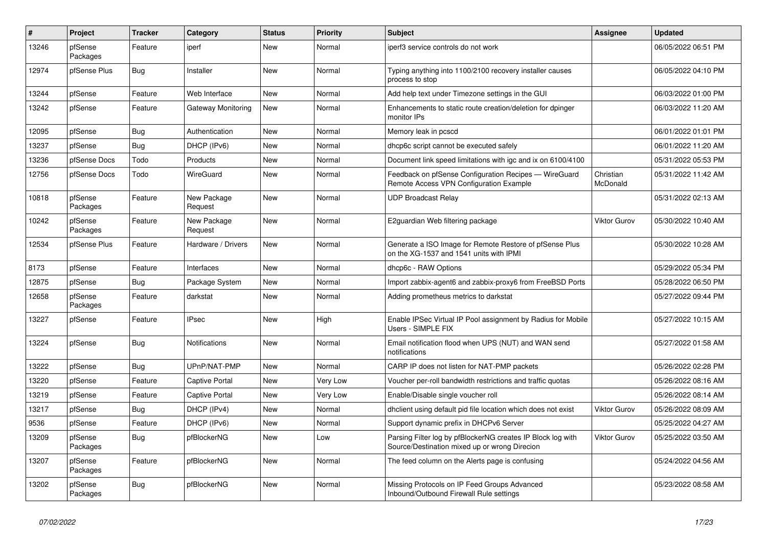| # | Project | Tracker | Category | Status | Priority | Subject | Assignee | Updated |
|---|---|---|---|---|---|---|---|---|
| 13246 | pfSense Packages | Feature | iperf | New | Normal | iperf3 service controls do not work | | 06/05/2022 06:51 PM |
| 12974 | pfSense Plus | Bug | Installer | New | Normal | Typing anything into 1100/2100 recovery installer causes process to stop | | 06/05/2022 04:10 PM |
| 13244 | pfSense | Feature | Web Interface | New | Normal | Add help text under Timezone settings in the GUI | | 06/03/2022 01:00 PM |
| 13242 | pfSense | Feature | Gateway Monitoring | New | Normal | Enhancements to static route creation/deletion for dpinger monitor IPs | | 06/03/2022 11:20 AM |
| 12095 | pfSense | Bug | Authentication | New | Normal | Memory leak in pcscd | | 06/01/2022 01:01 PM |
| 13237 | pfSense | Bug | DHCP (IPv6) | New | Normal | dhcp6c script cannot be executed safely | | 06/01/2022 11:20 AM |
| 13236 | pfSense Docs | Todo | Products | New | Normal | Document link speed limitations with igc and ix on 6100/4100 | | 05/31/2022 05:53 PM |
| 12756 | pfSense Docs | Todo | WireGuard | New | Normal | Feedback on pfSense Configuration Recipes — WireGuard Remote Access VPN Configuration Example | Christian McDonald | 05/31/2022 11:42 AM |
| 10818 | pfSense Packages | Feature | New Package Request | New | Normal | UDP Broadcast Relay | | 05/31/2022 02:13 AM |
| 10242 | pfSense Packages | Feature | New Package Request | New | Normal | E2guardian Web filtering package | Viktor Gurov | 05/30/2022 10:40 AM |
| 12534 | pfSense Plus | Feature | Hardware / Drivers | New | Normal | Generate a ISO Image for Remote Restore of pfSense Plus on the XG-1537 and 1541 units with IPMI | | 05/30/2022 10:28 AM |
| 8173 | pfSense | Feature | Interfaces | New | Normal | dhcp6c - RAW Options | | 05/29/2022 05:34 PM |
| 12875 | pfSense | Bug | Package System | New | Normal | Import zabbix-agent6 and zabbix-proxy6 from FreeBSD Ports | | 05/28/2022 06:50 PM |
| 12658 | pfSense Packages | Feature | darkstat | New | Normal | Adding prometheus metrics to darkstat | | 05/27/2022 09:44 PM |
| 13227 | pfSense | Feature | IPsec | New | High | Enable IPSec Virtual IP Pool assignment by Radius for Mobile Users - SIMPLE FIX | | 05/27/2022 10:15 AM |
| 13224 | pfSense | Bug | Notifications | New | Normal | Email notification flood when UPS (NUT) and WAN send notifications | | 05/27/2022 01:58 AM |
| 13222 | pfSense | Bug | UPnP/NAT-PMP | New | Normal | CARP IP does not listen for NAT-PMP packets | | 05/26/2022 02:28 PM |
| 13220 | pfSense | Feature | Captive Portal | New | Very Low | Voucher per-roll bandwidth restrictions and traffic quotas | | 05/26/2022 08:16 AM |
| 13219 | pfSense | Feature | Captive Portal | New | Very Low | Enable/Disable single voucher roll | | 05/26/2022 08:14 AM |
| 13217 | pfSense | Bug | DHCP (IPv4) | New | Normal | dhclient using default pid file location which does not exist | Viktor Gurov | 05/26/2022 08:09 AM |
| 9536 | pfSense | Feature | DHCP (IPv6) | New | Normal | Support dynamic prefix in DHCPv6 Server | | 05/25/2022 04:27 AM |
| 13209 | pfSense Packages | Bug | pfBlockerNG | New | Low | Parsing Filter log by pfBlockerNG creates IP Block log with Source/Destination mixed up or wrong Direcion | Viktor Gurov | 05/25/2022 03:50 AM |
| 13207 | pfSense Packages | Feature | pfBlockerNG | New | Normal | The feed column on the Alerts page is confusing | | 05/24/2022 04:56 AM |
| 13202 | pfSense Packages | Bug | pfBlockerNG | New | Normal | Missing Protocols on IP Feed Groups Advanced Inbound/Outbound Firewall Rule settings | | 05/23/2022 08:58 AM |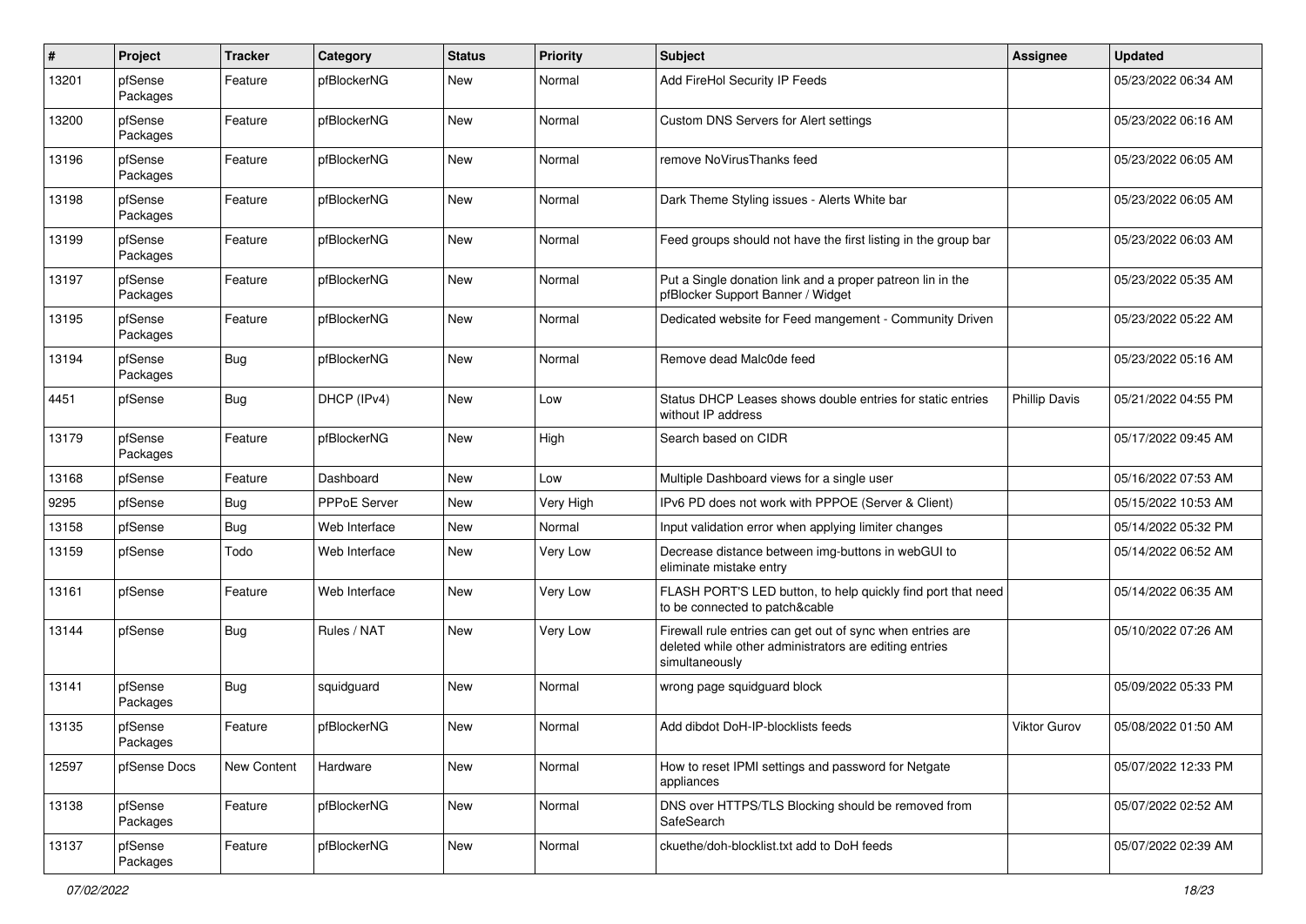| # | Project | Tracker | Category | Status | Priority | Subject | Assignee | Updated |
|---|---|---|---|---|---|---|---|---|
| 13201 | pfSense Packages | Feature | pfBlockerNG | New | Normal | Add FireHol Security IP Feeds | | 05/23/2022 06:34 AM |
| 13200 | pfSense Packages | Feature | pfBlockerNG | New | Normal | Custom DNS Servers for Alert settings | | 05/23/2022 06:16 AM |
| 13196 | pfSense Packages | Feature | pfBlockerNG | New | Normal | remove NoVirusThanks feed | | 05/23/2022 06:05 AM |
| 13198 | pfSense Packages | Feature | pfBlockerNG | New | Normal | Dark Theme Styling issues - Alerts White bar | | 05/23/2022 06:05 AM |
| 13199 | pfSense Packages | Feature | pfBlockerNG | New | Normal | Feed groups should not have the first listing in the group bar | | 05/23/2022 06:03 AM |
| 13197 | pfSense Packages | Feature | pfBlockerNG | New | Normal | Put a Single donation link and a proper patreon lin in the pfBlocker Support Banner / Widget | | 05/23/2022 05:35 AM |
| 13195 | pfSense Packages | Feature | pfBlockerNG | New | Normal | Dedicated website for Feed mangement - Community Driven | | 05/23/2022 05:22 AM |
| 13194 | pfSense Packages | Bug | pfBlockerNG | New | Normal | Remove dead Malc0de feed | | 05/23/2022 05:16 AM |
| 4451 | pfSense | Bug | DHCP (IPv4) | New | Low | Status DHCP Leases shows double entries for static entries without IP address | Phillip Davis | 05/21/2022 04:55 PM |
| 13179 | pfSense Packages | Feature | pfBlockerNG | New | High | Search based on CIDR | | 05/17/2022 09:45 AM |
| 13168 | pfSense | Feature | Dashboard | New | Low | Multiple Dashboard views for a single user | | 05/16/2022 07:53 AM |
| 9295 | pfSense | Bug | PPPoE Server | New | Very High | IPv6 PD does not work with PPPOE (Server & Client) | | 05/15/2022 10:53 AM |
| 13158 | pfSense | Bug | Web Interface | New | Normal | Input validation error when applying limiter changes | | 05/14/2022 05:32 PM |
| 13159 | pfSense | Todo | Web Interface | New | Very Low | Decrease distance between img-buttons in webGUI to eliminate mistake entry | | 05/14/2022 06:52 AM |
| 13161 | pfSense | Feature | Web Interface | New | Very Low | FLASH PORT'S LED button, to help quickly find port that need to be connected to patch&cable | | 05/14/2022 06:35 AM |
| 13144 | pfSense | Bug | Rules / NAT | New | Very Low | Firewall rule entries can get out of sync when entries are deleted while other administrators are editing entries simultaneously | | 05/10/2022 07:26 AM |
| 13141 | pfSense Packages | Bug | squidguard | New | Normal | wrong page squidguard block | | 05/09/2022 05:33 PM |
| 13135 | pfSense Packages | Feature | pfBlockerNG | New | Normal | Add dibdot DoH-IP-blocklists feeds | Viktor Gurov | 05/08/2022 01:50 AM |
| 12597 | pfSense Docs | New Content | Hardware | New | Normal | How to reset IPMI settings and password for Netgate appliances | | 05/07/2022 12:33 PM |
| 13138 | pfSense Packages | Feature | pfBlockerNG | New | Normal | DNS over HTTPS/TLS Blocking should be removed from SafeSearch | | 05/07/2022 02:52 AM |
| 13137 | pfSense Packages | Feature | pfBlockerNG | New | Normal | ckuethe/doh-blocklist.txt add to DoH feeds | | 05/07/2022 02:39 AM |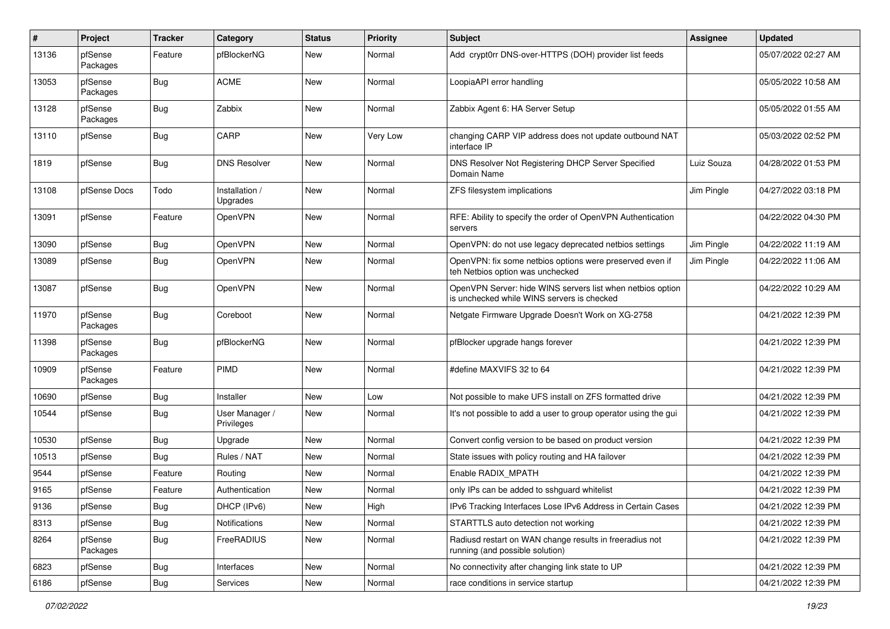| # | Project | Tracker | Category | Status | Priority | Subject | Assignee | Updated |
|---|---|---|---|---|---|---|---|---|
| 13136 | pfSense Packages | Feature | pfBlockerNG | New | Normal | Add crypt0rr DNS-over-HTTPS (DOH) provider list feeds | | 05/07/2022 02:27 AM |
| 13053 | pfSense Packages | Bug | ACME | New | Normal | LoopiaAPI error handling | | 05/05/2022 10:58 AM |
| 13128 | pfSense Packages | Bug | Zabbix | New | Normal | Zabbix Agent 6: HA Server Setup | | 05/05/2022 01:55 AM |
| 13110 | pfSense | Bug | CARP | New | Very Low | changing CARP VIP address does not update outbound NAT interface IP | | 05/03/2022 02:52 PM |
| 1819 | pfSense | Bug | DNS Resolver | New | Normal | DNS Resolver Not Registering DHCP Server Specified Domain Name | Luiz Souza | 04/28/2022 01:53 PM |
| 13108 | pfSense Docs | Todo | Installation / Upgrades | New | Normal | ZFS filesystem implications | Jim Pingle | 04/27/2022 03:18 PM |
| 13091 | pfSense | Feature | OpenVPN | New | Normal | RFE: Ability to specify the order of OpenVPN Authentication servers | | 04/22/2022 04:30 PM |
| 13090 | pfSense | Bug | OpenVPN | New | Normal | OpenVPN: do not use legacy deprecated netbios settings | Jim Pingle | 04/22/2022 11:19 AM |
| 13089 | pfSense | Bug | OpenVPN | New | Normal | OpenVPN: fix some netbios options were preserved even if teh Netbios option was unchecked | Jim Pingle | 04/22/2022 11:06 AM |
| 13087 | pfSense | Bug | OpenVPN | New | Normal | OpenVPN Server: hide WINS servers list when netbios option is unchecked while WINS servers is checked | | 04/22/2022 10:29 AM |
| 11970 | pfSense Packages | Bug | Coreboot | New | Normal | Netgate Firmware Upgrade Doesn't Work on XG-2758 | | 04/21/2022 12:39 PM |
| 11398 | pfSense Packages | Bug | pfBlockerNG | New | Normal | pfBlocker upgrade hangs forever | | 04/21/2022 12:39 PM |
| 10909 | pfSense Packages | Feature | PIMD | New | Normal | #define MAXVIFS 32 to 64 | | 04/21/2022 12:39 PM |
| 10690 | pfSense | Bug | Installer | New | Low | Not possible to make UFS install on ZFS formatted drive | | 04/21/2022 12:39 PM |
| 10544 | pfSense | Bug | User Manager / Privileges | New | Normal | It's not possible to add a user to group operator using the gui | | 04/21/2022 12:39 PM |
| 10530 | pfSense | Bug | Upgrade | New | Normal | Convert config version to be based on product version | | 04/21/2022 12:39 PM |
| 10513 | pfSense | Bug | Rules / NAT | New | Normal | State issues with policy routing and HA failover | | 04/21/2022 12:39 PM |
| 9544 | pfSense | Feature | Routing | New | Normal | Enable RADIX_MPATH | | 04/21/2022 12:39 PM |
| 9165 | pfSense | Feature | Authentication | New | Normal | only IPs can be added to sshguard whitelist | | 04/21/2022 12:39 PM |
| 9136 | pfSense | Bug | DHCP (IPv6) | New | High | IPv6 Tracking Interfaces Lose IPv6 Address in Certain Cases | | 04/21/2022 12:39 PM |
| 8313 | pfSense | Bug | Notifications | New | Normal | STARTTLS auto detection not working | | 04/21/2022 12:39 PM |
| 8264 | pfSense Packages | Bug | FreeRADIUS | New | Normal | Radiusd restart on WAN change results in freeradius not running (and possible solution) | | 04/21/2022 12:39 PM |
| 6823 | pfSense | Bug | Interfaces | New | Normal | No connectivity after changing link state to UP | | 04/21/2022 12:39 PM |
| 6186 | pfSense | Bug | Services | New | Normal | race conditions in service startup | | 04/21/2022 12:39 PM |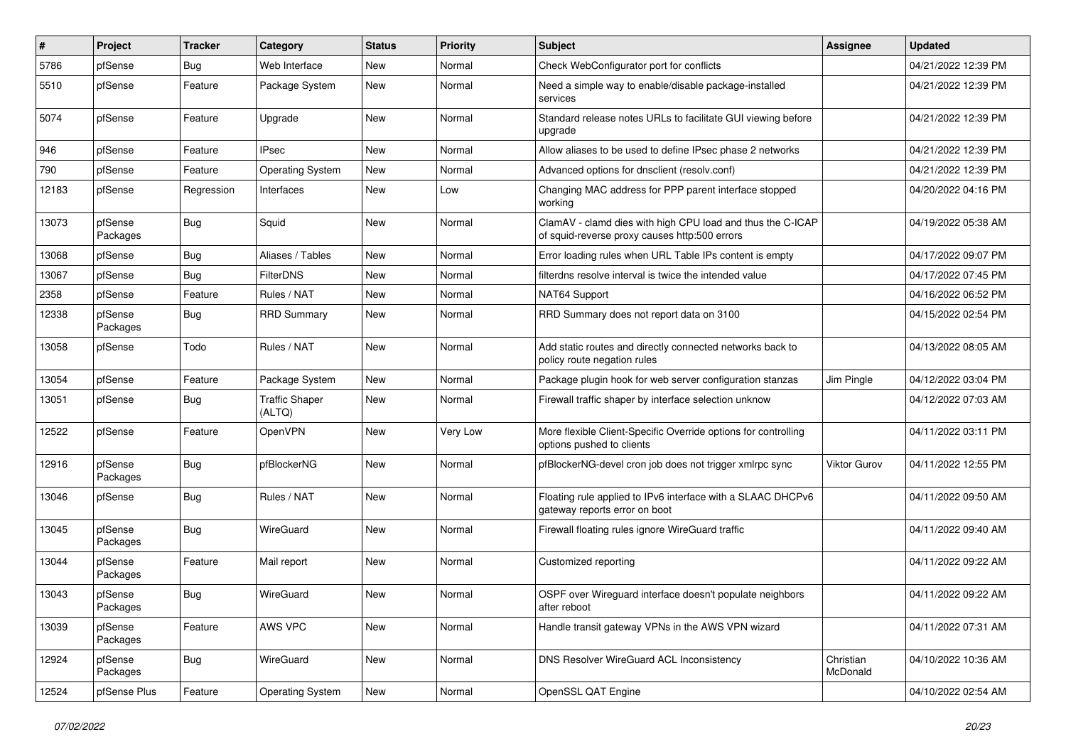| # | Project | Tracker | Category | Status | Priority | Subject | Assignee | Updated |
|---|---|---|---|---|---|---|---|---|
| 5786 | pfSense | Bug | Web Interface | New | Normal | Check WebConfigurator port for conflicts | | 04/21/2022 12:39 PM |
| 5510 | pfSense | Feature | Package System | New | Normal | Need a simple way to enable/disable package-installed services | | 04/21/2022 12:39 PM |
| 5074 | pfSense | Feature | Upgrade | New | Normal | Standard release notes URLs to facilitate GUI viewing before upgrade | | 04/21/2022 12:39 PM |
| 946 | pfSense | Feature | IPsec | New | Normal | Allow aliases to be used to define IPsec phase 2 networks | | 04/21/2022 12:39 PM |
| 790 | pfSense | Feature | Operating System | New | Normal | Advanced options for dnsclient (resolv.conf) | | 04/21/2022 12:39 PM |
| 12183 | pfSense | Regression | Interfaces | New | Low | Changing MAC address for PPP parent interface stopped working | | 04/20/2022 04:16 PM |
| 13073 | pfSense Packages | Bug | Squid | New | Normal | ClamAV - clamd dies with high CPU load and thus the C-ICAP of squid-reverse proxy causes http:500 errors | | 04/19/2022 05:38 AM |
| 13068 | pfSense | Bug | Aliases / Tables | New | Normal | Error loading rules when URL Table IPs content is empty | | 04/17/2022 09:07 PM |
| 13067 | pfSense | Bug | FilterDNS | New | Normal | filterdns resolve interval is twice the intended value | | 04/17/2022 07:45 PM |
| 2358 | pfSense | Feature | Rules / NAT | New | Normal | NAT64 Support | | 04/16/2022 06:52 PM |
| 12338 | pfSense Packages | Bug | RRD Summary | New | Normal | RRD Summary does not report data on 3100 | | 04/15/2022 02:54 PM |
| 13058 | pfSense | Todo | Rules / NAT | New | Normal | Add static routes and directly connected networks back to policy route negation rules | | 04/13/2022 08:05 AM |
| 13054 | pfSense | Feature | Package System | New | Normal | Package plugin hook for web server configuration stanzas | Jim Pingle | 04/12/2022 03:04 PM |
| 13051 | pfSense | Bug | Traffic Shaper (ALTQ) | New | Normal | Firewall traffic shaper by interface selection unknow | | 04/12/2022 07:03 AM |
| 12522 | pfSense | Feature | OpenVPN | New | Very Low | More flexible Client-Specific Override options for controlling options pushed to clients | | 04/11/2022 03:11 PM |
| 12916 | pfSense Packages | Bug | pfBlockerNG | New | Normal | pfBlockerNG-devel cron job does not trigger xmlrpc sync | Viktor Gurov | 04/11/2022 12:55 PM |
| 13046 | pfSense | Bug | Rules / NAT | New | Normal | Floating rule applied to IPv6 interface with a SLAAC DHCPv6 gateway reports error on boot | | 04/11/2022 09:50 AM |
| 13045 | pfSense Packages | Bug | WireGuard | New | Normal | Firewall floating rules ignore WireGuard traffic | | 04/11/2022 09:40 AM |
| 13044 | pfSense Packages | Feature | Mail report | New | Normal | Customized reporting | | 04/11/2022 09:22 AM |
| 13043 | pfSense Packages | Bug | WireGuard | New | Normal | OSPF over Wireguard interface doesn't populate neighbors after reboot | | 04/11/2022 09:22 AM |
| 13039 | pfSense Packages | Feature | AWS VPC | New | Normal | Handle transit gateway VPNs in the AWS VPN wizard | | 04/11/2022 07:31 AM |
| 12924 | pfSense Packages | Bug | WireGuard | New | Normal | DNS Resolver WireGuard ACL Inconsistency | Christian McDonald | 04/10/2022 10:36 AM |
| 12524 | pfSense Plus | Feature | Operating System | New | Normal | OpenSSL QAT Engine | | 04/10/2022 02:54 AM |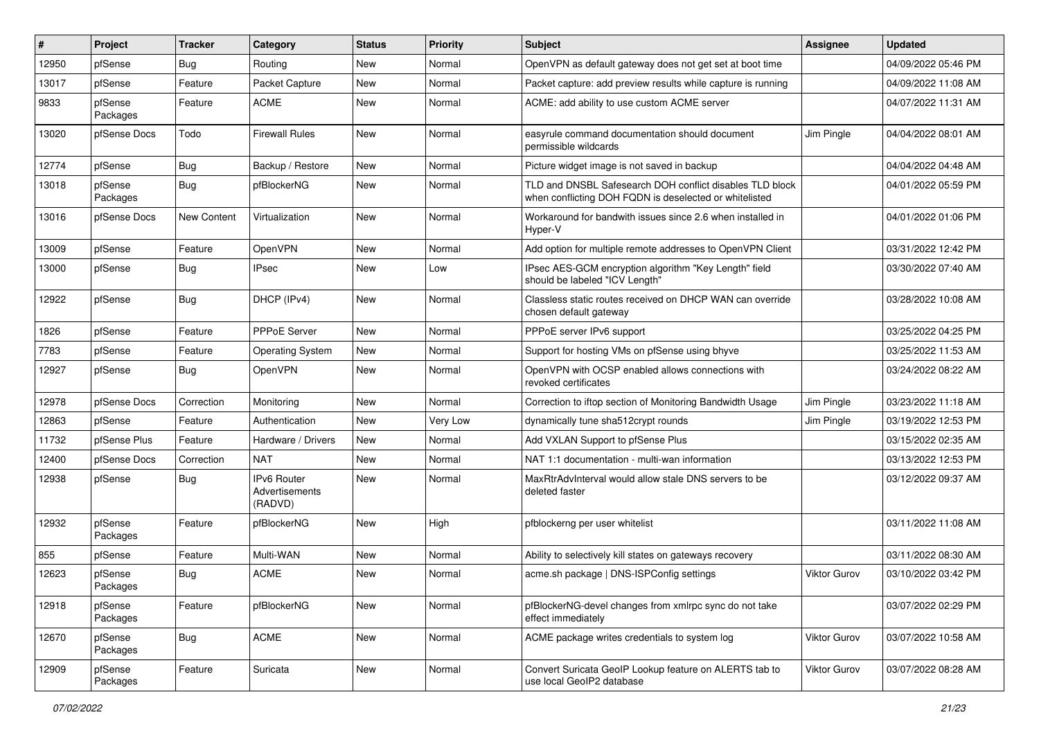| # | Project | Tracker | Category | Status | Priority | Subject | Assignee | Updated |
|---|---|---|---|---|---|---|---|---|
| 12950 | pfSense | Bug | Routing | New | Normal | OpenVPN as default gateway does not get set at boot time | | 04/09/2022 05:46 PM |
| 13017 | pfSense | Feature | Packet Capture | New | Normal | Packet capture: add preview results while capture is running | | 04/09/2022 11:08 AM |
| 9833 | pfSense Packages | Feature | ACME | New | Normal | ACME: add ability to use custom ACME server | | 04/07/2022 11:31 AM |
| 13020 | pfSense Docs | Todo | Firewall Rules | New | Normal | easyrule command documentation should document permissible wildcards | Jim Pingle | 04/04/2022 08:01 AM |
| 12774 | pfSense | Bug | Backup / Restore | New | Normal | Picture widget image is not saved in backup | | 04/04/2022 04:48 AM |
| 13018 | pfSense Packages | Bug | pfBlockerNG | New | Normal | TLD and DNSBL Safesearch DOH conflict disables TLD block when conflicting DOH FQDN is deselected or whitelisted | | 04/01/2022 05:59 PM |
| 13016 | pfSense Docs | New Content | Virtualization | New | Normal | Workaround for bandwith issues since 2.6 when installed in Hyper-V | | 04/01/2022 01:06 PM |
| 13009 | pfSense | Feature | OpenVPN | New | Normal | Add option for multiple remote addresses to OpenVPN Client | | 03/31/2022 12:42 PM |
| 13000 | pfSense | Bug | IPsec | New | Low | IPsec AES-GCM encryption algorithm "Key Length" field should be labeled "ICV Length" | | 03/30/2022 07:40 AM |
| 12922 | pfSense | Bug | DHCP (IPv4) | New | Normal | Classless static routes received on DHCP WAN can override chosen default gateway | | 03/28/2022 10:08 AM |
| 1826 | pfSense | Feature | PPPoE Server | New | Normal | PPPoE server IPv6 support | | 03/25/2022 04:25 PM |
| 7783 | pfSense | Feature | Operating System | New | Normal | Support for hosting VMs on pfSense using bhyve | | 03/25/2022 11:53 AM |
| 12927 | pfSense | Bug | OpenVPN | New | Normal | OpenVPN with OCSP enabled allows connections with revoked certificates | | 03/24/2022 08:22 AM |
| 12978 | pfSense Docs | Correction | Monitoring | New | Normal | Correction to iftop section of Monitoring Bandwidth Usage | Jim Pingle | 03/23/2022 11:18 AM |
| 12863 | pfSense | Feature | Authentication | New | Very Low | dynamically tune sha512crypt rounds | Jim Pingle | 03/19/2022 12:53 PM |
| 11732 | pfSense Plus | Feature | Hardware / Drivers | New | Normal | Add VXLAN Support to pfSense Plus | | 03/15/2022 02:35 AM |
| 12400 | pfSense Docs | Correction | NAT | New | Normal | NAT 1:1 documentation - multi-wan information | | 03/13/2022 12:53 PM |
| 12938 | pfSense | Bug | IPv6 Router Advertisements (RADVD) | New | Normal | MaxRtrAdvInterval would allow stale DNS servers to be deleted faster | | 03/12/2022 09:37 AM |
| 12932 | pfSense Packages | Feature | pfBlockerNG | New | High | pfblockerng per user whitelist | | 03/11/2022 11:08 AM |
| 855 | pfSense | Feature | Multi-WAN | New | Normal | Ability to selectively kill states on gateways recovery | | 03/11/2022 08:30 AM |
| 12623 | pfSense Packages | Bug | ACME | New | Normal | acme.sh package \| DNS-ISPConfig settings | Viktor Gurov | 03/10/2022 03:42 PM |
| 12918 | pfSense Packages | Feature | pfBlockerNG | New | Normal | pfBlockerNG-devel changes from xmlrpc sync do not take effect immediately | | 03/07/2022 02:29 PM |
| 12670 | pfSense Packages | Bug | ACME | New | Normal | ACME package writes credentials to system log | Viktor Gurov | 03/07/2022 10:58 AM |
| 12909 | pfSense Packages | Feature | Suricata | New | Normal | Convert Suricata GeoIP Lookup feature on ALERTS tab to use local GeoIP2 database | Viktor Gurov | 03/07/2022 08:28 AM |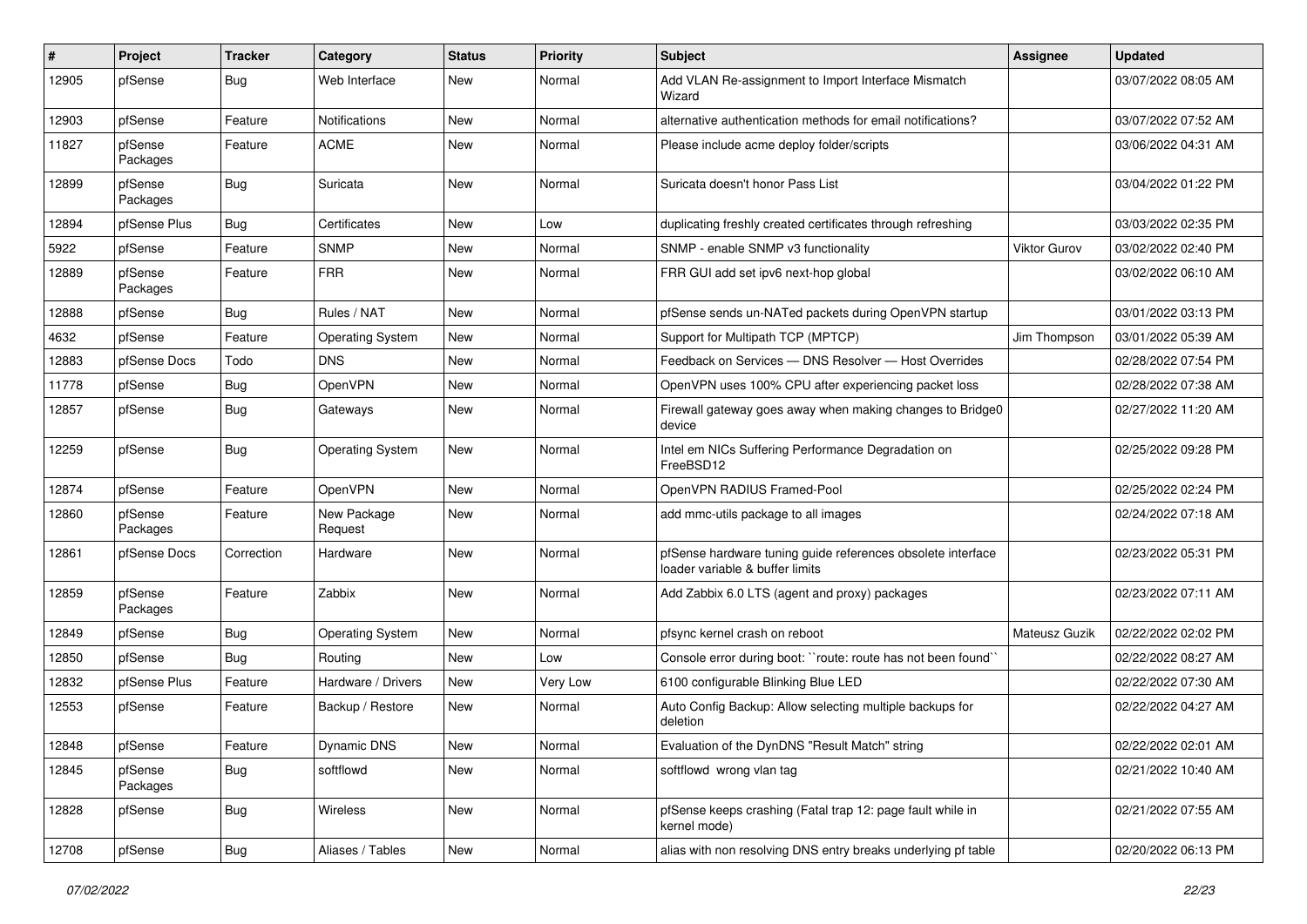| # | Project | Tracker | Category | Status | Priority | Subject | Assignee | Updated |
|---|---|---|---|---|---|---|---|---|
| 12905 | pfSense | Bug | Web Interface | New | Normal | Add VLAN Re-assignment to Import Interface Mismatch Wizard | | 03/07/2022 08:05 AM |
| 12903 | pfSense | Feature | Notifications | New | Normal | alternative authentication methods for email notifications? | | 03/07/2022 07:52 AM |
| 11827 | pfSense Packages | Feature | ACME | New | Normal | Please include acme deploy folder/scripts | | 03/06/2022 04:31 AM |
| 12899 | pfSense Packages | Bug | Suricata | New | Normal | Suricata doesn't honor Pass List | | 03/04/2022 01:22 PM |
| 12894 | pfSense Plus | Bug | Certificates | New | Low | duplicating freshly created certificates through refreshing | | 03/03/2022 02:35 PM |
| 5922 | pfSense | Feature | SNMP | New | Normal | SNMP - enable SNMP v3 functionality | Viktor Gurov | 03/02/2022 02:40 PM |
| 12889 | pfSense Packages | Feature | FRR | New | Normal | FRR GUI add set ipv6 next-hop global | | 03/02/2022 06:10 AM |
| 12888 | pfSense | Bug | Rules / NAT | New | Normal | pfSense sends un-NATed packets during OpenVPN startup | | 03/01/2022 03:13 PM |
| 4632 | pfSense | Feature | Operating System | New | Normal | Support for Multipath TCP (MPTCP) | Jim Thompson | 03/01/2022 05:39 AM |
| 12883 | pfSense Docs | Todo | DNS | New | Normal | Feedback on Services — DNS Resolver — Host Overrides | | 02/28/2022 07:54 PM |
| 11778 | pfSense | Bug | OpenVPN | New | Normal | OpenVPN uses 100% CPU after experiencing packet loss | | 02/28/2022 07:38 AM |
| 12857 | pfSense | Bug | Gateways | New | Normal | Firewall gateway goes away when making changes to Bridge0 device | | 02/27/2022 11:20 AM |
| 12259 | pfSense | Bug | Operating System | New | Normal | Intel em NICs Suffering Performance Degradation on FreeBSD12 | | 02/25/2022 09:28 PM |
| 12874 | pfSense | Feature | OpenVPN | New | Normal | OpenVPN RADIUS Framed-Pool | | 02/25/2022 02:24 PM |
| 12860 | pfSense Packages | Feature | New Package Request | New | Normal | add mmc-utils package to all images | | 02/24/2022 07:18 AM |
| 12861 | pfSense Docs | Correction | Hardware | New | Normal | pfSense hardware tuning guide references obsolete interface loader variable & buffer limits | | 02/23/2022 05:31 PM |
| 12859 | pfSense Packages | Feature | Zabbix | New | Normal | Add Zabbix 6.0 LTS (agent and proxy) packages | | 02/23/2022 07:11 AM |
| 12849 | pfSense | Bug | Operating System | New | Normal | pfsync kernel crash on reboot | Mateusz Guzik | 02/22/2022 02:02 PM |
| 12850 | pfSense | Bug | Routing | New | Low | Console error during boot: ``route: route has not been found`` | | 02/22/2022 08:27 AM |
| 12832 | pfSense Plus | Feature | Hardware / Drivers | New | Very Low | 6100 configurable Blinking Blue LED | | 02/22/2022 07:30 AM |
| 12553 | pfSense | Feature | Backup / Restore | New | Normal | Auto Config Backup: Allow selecting multiple backups for deletion | | 02/22/2022 04:27 AM |
| 12848 | pfSense | Feature | Dynamic DNS | New | Normal | Evaluation of the DynDNS "Result Match" string | | 02/22/2022 02:01 AM |
| 12845 | pfSense Packages | Bug | softflowd | New | Normal | softflowd wrong vlan tag | | 02/21/2022 10:40 AM |
| 12828 | pfSense | Bug | Wireless | New | Normal | pfSense keeps crashing (Fatal trap 12: page fault while in kernel mode) | | 02/21/2022 07:55 AM |
| 12708 | pfSense | Bug | Aliases / Tables | New | Normal | alias with non resolving DNS entry breaks underlying pf table | | 02/20/2022 06:13 PM |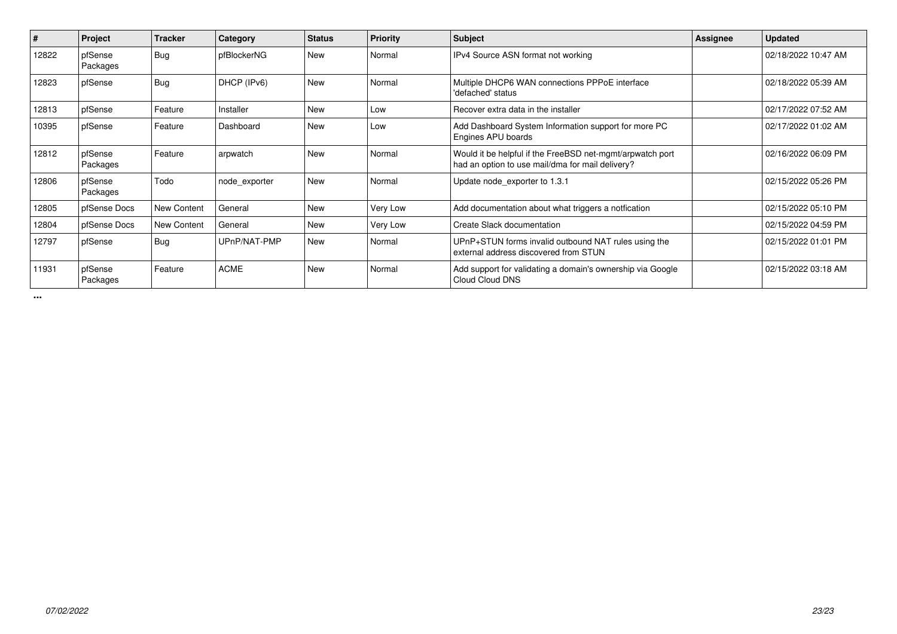| # | Project | Tracker | Category | Status | Priority | Subject | Assignee | Updated |
|---|---|---|---|---|---|---|---|---|
| 12822 | pfSense Packages | Bug | pfBlockerNG | New | Normal | IPv4 Source ASN format not working | | 02/18/2022 10:47 AM |
| 12823 | pfSense | Bug | DHCP (IPv6) | New | Normal | Multiple DHCP6 WAN connections PPPoE interface 'defached' status | | 02/18/2022 05:39 AM |
| 12813 | pfSense | Feature | Installer | New | Low | Recover extra data in the installer | | 02/17/2022 07:52 AM |
| 10395 | pfSense | Feature | Dashboard | New | Low | Add Dashboard System Information support for more PC Engines APU boards | | 02/17/2022 01:02 AM |
| 12812 | pfSense Packages | Feature | arpwatch | New | Normal | Would it be helpful if the FreeBSD net-mgmt/arpwatch port had an option to use mail/dma for mail delivery? | | 02/16/2022 06:09 PM |
| 12806 | pfSense Packages | Todo | node_exporter | New | Normal | Update node_exporter to 1.3.1 | | 02/15/2022 05:26 PM |
| 12805 | pfSense Docs | New Content | General | New | Very Low | Add documentation about what triggers a notfication | | 02/15/2022 05:10 PM |
| 12804 | pfSense Docs | New Content | General | New | Very Low | Create Slack documentation | | 02/15/2022 04:59 PM |
| 12797 | pfSense | Bug | UPnP/NAT-PMP | New | Normal | UPnP+STUN forms invalid outbound NAT rules using the external address discovered from STUN | | 02/15/2022 01:01 PM |
| 11931 | pfSense Packages | Feature | ACME | New | Normal | Add support for validating a domain's ownership via Google Cloud Cloud DNS | | 02/15/2022 03:18 AM |

...